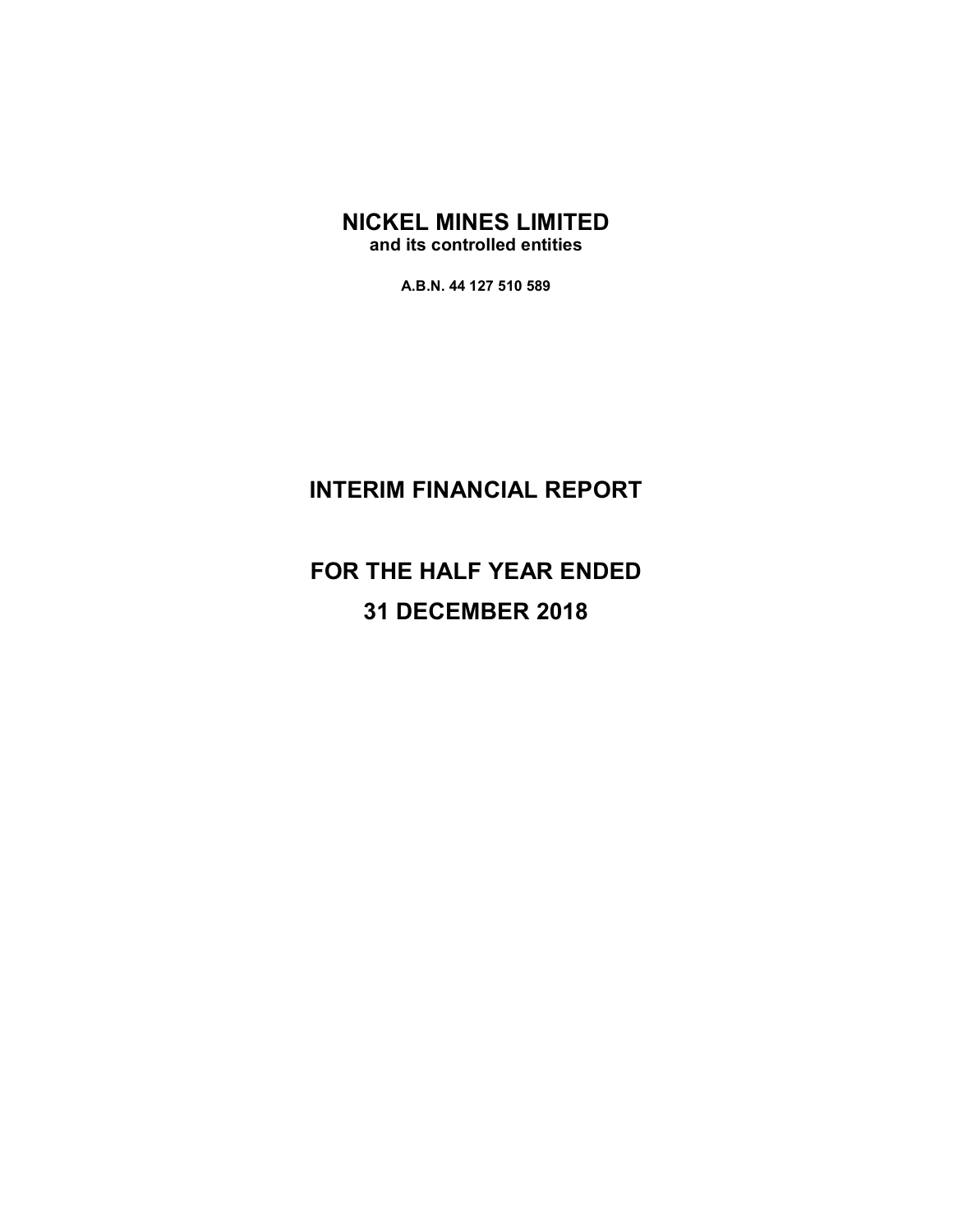# NICKEL MINES LIMITED

**and its controlled entities**

**A.B.N. 44 127 510 589**

# INTERIM FINANCIAL REPORT

# FOR THE HALF YEAR ENDED

# 31 DECEMBER 2018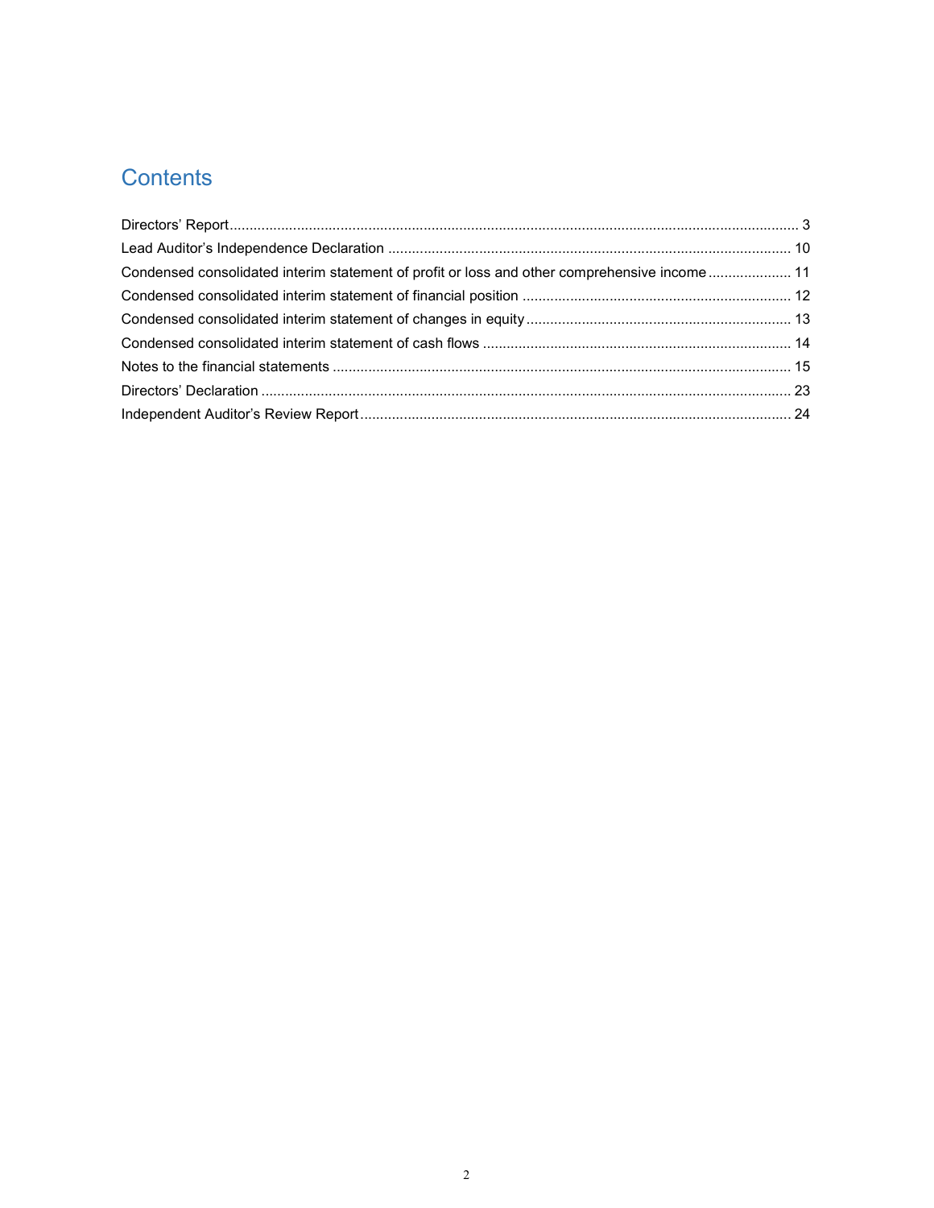# Contents

| | |
|---|---|
| Directors' Report | 3 |
| Lead Auditor's Independence Declaration | 10 |
| Condensed consolidated interim statement of profit or loss and other comprehensive income | 11 |
| Condensed consolidated interim statement of financial position | 12 |
| Condensed consolidated interim statement of changes in equity | 13 |
| Condensed consolidated interim statement of cash flows | 14 |
| Notes to the financial statements | 15 |
| Directors' Declaration | 23 |
| Independent Auditor's Review Report | 24 |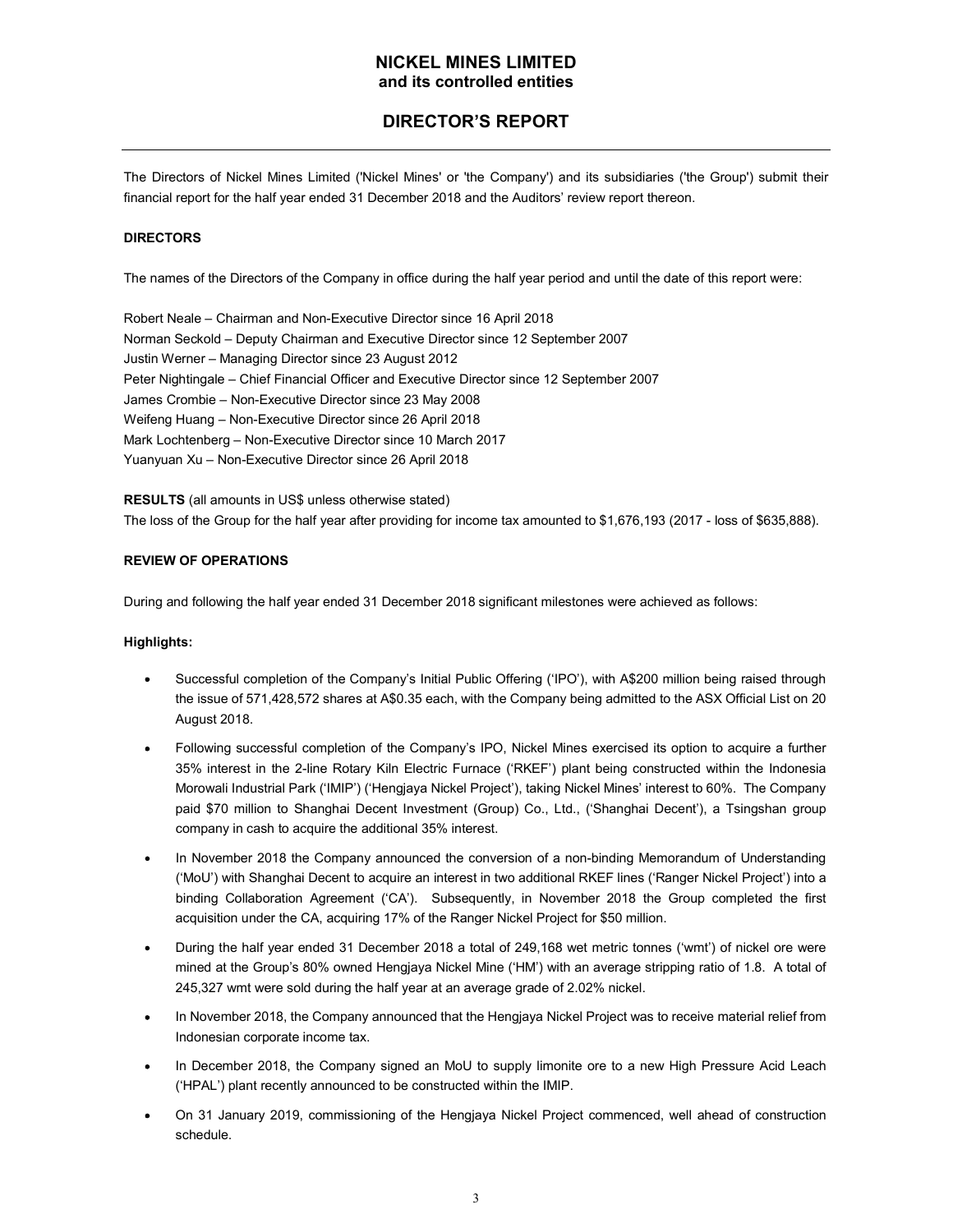# NICKEL MINES LIMITED
## and its controlled entities

## DIRECTOR'S REPORT

The Directors of Nickel Mines Limited ('Nickel Mines' or 'the Company') and its subsidiaries ('the Group') submit their financial report for the half year ended 31 December 2018 and the Auditors' review report thereon.

**DIRECTORS**

The names of the Directors of the Company in office during the half year period and until the date of this report were:

Robert Neale – Chairman and Non-Executive Director since 16 April 2018
Norman Seckold – Deputy Chairman and Executive Director since 12 September 2007
Justin Werner – Managing Director since 23 August 2012
Peter Nightingale – Chief Financial Officer and Executive Director since 12 September 2007
James Crombie – Non-Executive Director since 23 May 2008
Weifeng Huang – Non-Executive Director since 26 April 2018
Mark Lochtenberg – Non-Executive Director since 10 March 2017
Yuanyuan Xu – Non-Executive Director since 26 April 2018

**RESULTS** (all amounts in US$ unless otherwise stated)
The loss of the Group for the half year after providing for income tax amounted to $1,676,193 (2017 - loss of $635,888).

**REVIEW OF OPERATIONS**

During and following the half year ended 31 December 2018 significant milestones were achieved as follows:

**Highlights:**

- Successful completion of the Company's Initial Public Offering ('IPO'), with A$200 million being raised through the issue of 571,428,572 shares at A$0.35 each, with the Company being admitted to the ASX Official List on 20 August 2018.
- Following successful completion of the Company's IPO, Nickel Mines exercised its option to acquire a further 35% interest in the 2-line Rotary Kiln Electric Furnace ('RKEF') plant being constructed within the Indonesia Morowali Industrial Park ('IMIP') ('Hengjaya Nickel Project'), taking Nickel Mines' interest to 60%. The Company paid $70 million to Shanghai Decent Investment (Group) Co., Ltd., ('Shanghai Decent'), a Tsingshan group company in cash to acquire the additional 35% interest.
- In November 2018 the Company announced the conversion of a non-binding Memorandum of Understanding ('MoU') with Shanghai Decent to acquire an interest in two additional RKEF lines ('Ranger Nickel Project') into a binding Collaboration Agreement ('CA'). Subsequently, in November 2018 the Group completed the first acquisition under the CA, acquiring 17% of the Ranger Nickel Project for $50 million.
- During the half year ended 31 December 2018 a total of 249,168 wet metric tonnes ('wmt') of nickel ore were mined at the Group's 80% owned Hengjaya Nickel Mine ('HM') with an average stripping ratio of 1.8. A total of 245,327 wmt were sold during the half year at an average grade of 2.02% nickel.
- In November 2018, the Company announced that the Hengjaya Nickel Project was to receive material relief from Indonesian corporate income tax.
- In December 2018, the Company signed an MoU to supply limonite ore to a new High Pressure Acid Leach ('HPAL') plant recently announced to be constructed within the IMIP.
- On 31 January 2019, commissioning of the Hengjaya Nickel Project commenced, well ahead of construction schedule.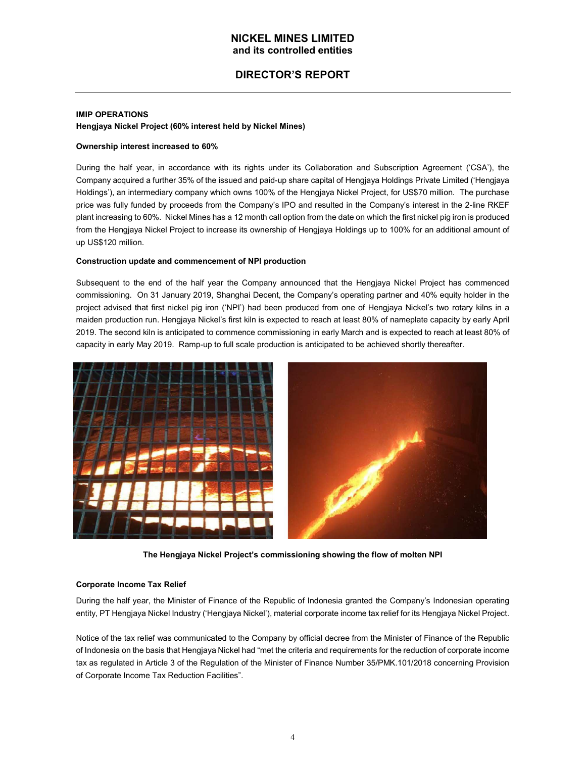## IMIP OPERATIONS

### Hengjaya Nickel Project (60% interest held by Nickel Mines)

**Ownership interest increased to 60%**

During the half year, in accordance with its rights under its Collaboration and Subscription Agreement ('CSA'), the Company acquired a further 35% of the issued and paid-up share capital of Hengjaya Holdings Private Limited ('Hengjaya Holdings'), an intermediary company which owns 100% of the Hengjaya Nickel Project, for US$70 million. The purchase price was fully funded by proceeds from the Company's IPO and resulted in the Company's interest in the 2-line RKEF plant increasing to 60%. Nickel Mines has a 12 month call option from the date on which the first nickel pig iron is produced from the Hengjaya Nickel Project to increase its ownership of Hengjaya Holdings up to 100% for an additional amount of up US$120 million.

**Construction update and commencement of NPI production**

Subsequent to the end of the half year the Company announced that the Hengjaya Nickel Project has commenced commissioning. On 31 January 2019, Shanghai Decent, the Company's operating partner and 40% equity holder in the project advised that first nickel pig iron ('NPI') had been produced from one of Hengjaya Nickel's two rotary kilns in a maiden production run. Hengjaya Nickel's first kiln is expected to reach at least 80% of nameplate capacity by early April 2019. The second kiln is anticipated to commence commissioning in early March and is expected to reach at least 80% of capacity in early May 2019. Ramp-up to full scale production is anticipated to be achieved shortly thereafter.

**The Hengjaya Nickel Project's commissioning showing the flow of molten NPI**

**Corporate Income Tax Relief**

During the half year, the Minister of Finance of the Republic of Indonesia granted the Company's Indonesian operating entity, PT Hengjaya Nickel Industry ('Hengjaya Nickel'), material corporate income tax relief for its Hengjaya Nickel Project.

Notice of the tax relief was communicated to the Company by official decree from the Minister of Finance of the Republic of Indonesia on the basis that Hengjaya Nickel had "met the criteria and requirements for the reduction of corporate income tax as regulated in Article 3 of the Regulation of the Minister of Finance Number 35/PMK.101/2018 concerning Provision of Corporate Income Tax Reduction Facilities".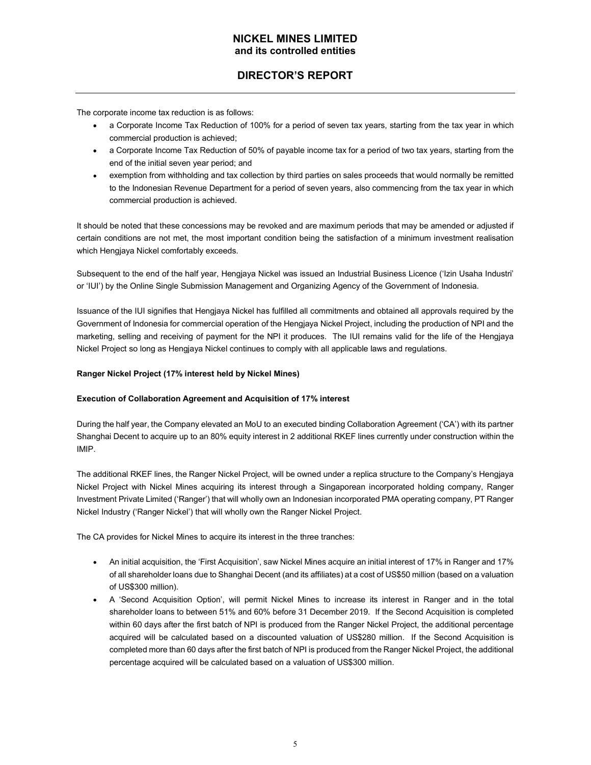The corporate income tax reduction is as follows:

- a Corporate Income Tax Reduction of 100% for a period of seven tax years, starting from the tax year in which commercial production is achieved;
- a Corporate Income Tax Reduction of 50% of payable income tax for a period of two tax years, starting from the end of the initial seven year period; and
- exemption from withholding and tax collection by third parties on sales proceeds that would normally be remitted to the Indonesian Revenue Department for a period of seven years, also commencing from the tax year in which commercial production is achieved.

It should be noted that these concessions may be revoked and are maximum periods that may be amended or adjusted if certain conditions are not met, the most important condition being the satisfaction of a minimum investment realisation which Hengjaya Nickel comfortably exceeds.

Subsequent to the end of the half year, Hengjaya Nickel was issued an Industrial Business Licence ('Izin Usaha Industri' or 'IUI') by the Online Single Submission Management and Organizing Agency of the Government of Indonesia.

Issuance of the IUI signifies that Hengjaya Nickel has fulfilled all commitments and obtained all approvals required by the Government of Indonesia for commercial operation of the Hengjaya Nickel Project, including the production of NPI and the marketing, selling and receiving of payment for the NPI it produces. The IUI remains valid for the life of the Hengjaya Nickel Project so long as Hengjaya Nickel continues to comply with all applicable laws and regulations.

**Ranger Nickel Project (17% interest held by Nickel Mines)**

**Execution of Collaboration Agreement and Acquisition of 17% interest**

During the half year, the Company elevated an MoU to an executed binding Collaboration Agreement ('CA') with its partner Shanghai Decent to acquire up to an 80% equity interest in 2 additional RKEF lines currently under construction within the IMIP.

The additional RKEF lines, the Ranger Nickel Project, will be owned under a replica structure to the Company's Hengjaya Nickel Project with Nickel Mines acquiring its interest through a Singaporean incorporated holding company, Ranger Investment Private Limited ('Ranger') that will wholly own an Indonesian incorporated PMA operating company, PT Ranger Nickel Industry ('Ranger Nickel') that will wholly own the Ranger Nickel Project.

The CA provides for Nickel Mines to acquire its interest in the three tranches:

- An initial acquisition, the 'First Acquisition', saw Nickel Mines acquire an initial interest of 17% in Ranger and 17% of all shareholder loans due to Shanghai Decent (and its affiliates) at a cost of US$50 million (based on a valuation of US$300 million).
- A 'Second Acquisition Option', will permit Nickel Mines to increase its interest in Ranger and in the total shareholder loans to between 51% and 60% before 31 December 2019. If the Second Acquisition is completed within 60 days after the first batch of NPI is produced from the Ranger Nickel Project, the additional percentage acquired will be calculated based on a discounted valuation of US$280 million. If the Second Acquisition is completed more than 60 days after the first batch of NPI is produced from the Ranger Nickel Project, the additional percentage acquired will be calculated based on a valuation of US$300 million.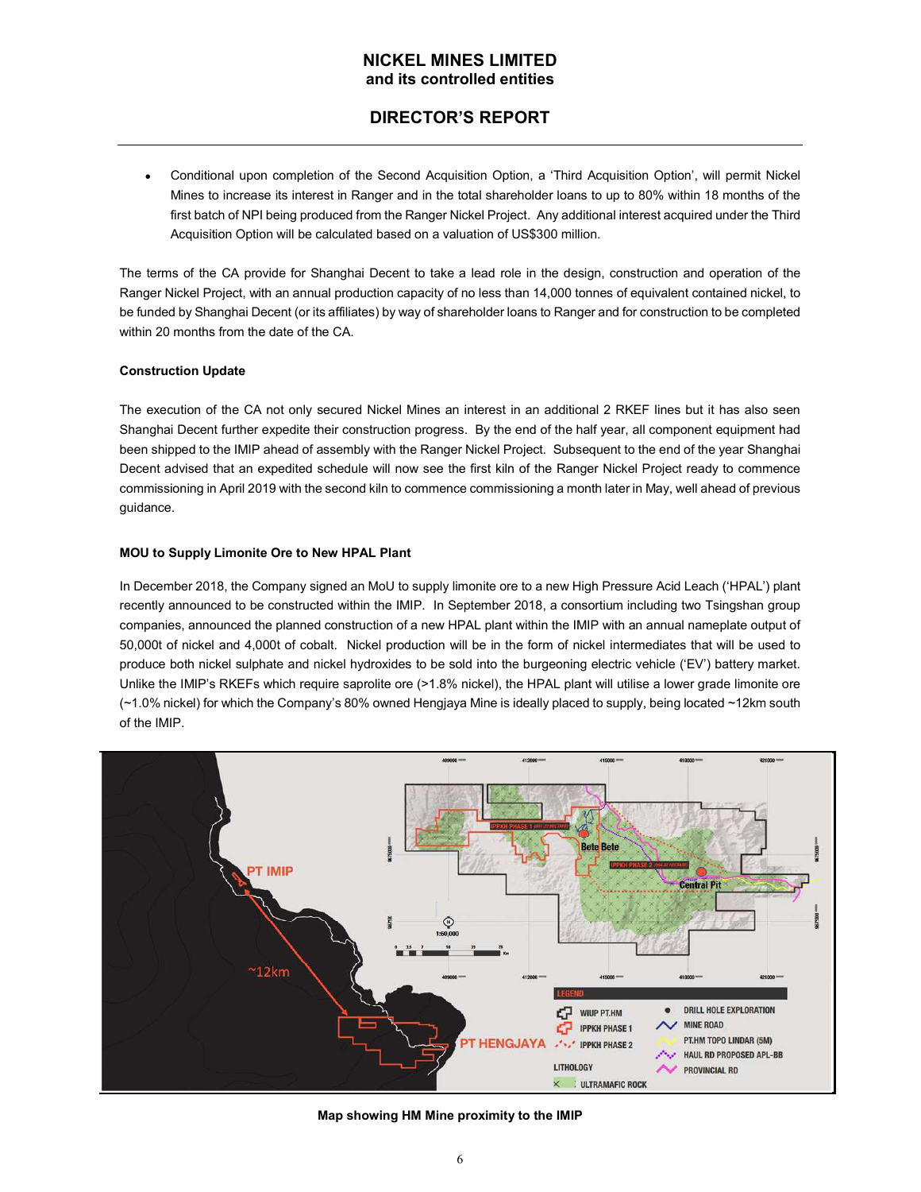- Conditional upon completion of the Second Acquisition Option, a 'Third Acquisition Option', will permit Nickel Mines to increase its interest in Ranger and in the total shareholder loans to up to 80% within 18 months of the first batch of NPI being produced from the Ranger Nickel Project. Any additional interest acquired under the Third Acquisition Option will be calculated based on a valuation of US$300 million.

The terms of the CA provide for Shanghai Decent to take a lead role in the design, construction and operation of the Ranger Nickel Project, with an annual production capacity of no less than 14,000 tonnes of equivalent contained nickel, to be funded by Shanghai Decent (or its affiliates) by way of shareholder loans to Ranger and for construction to be completed within 20 months from the date of the CA.

**Construction Update**

The execution of the CA not only secured Nickel Mines an interest in an additional 2 RKEF lines but it has also seen Shanghai Decent further expedite their construction progress. By the end of the half year, all component equipment had been shipped to the IMIP ahead of assembly with the Ranger Nickel Project. Subsequent to the end of the year Shanghai Decent advised that an expedited schedule will now see the first kiln of the Ranger Nickel Project ready to commence commissioning in April 2019 with the second kiln to commence commissioning a month later in May, well ahead of previous guidance.

**MOU to Supply Limonite Ore to New HPAL Plant**

In December 2018, the Company signed an MoU to supply limonite ore to a new High Pressure Acid Leach ('HPAL') plant recently announced to be constructed within the IMIP. In September 2018, a consortium including two Tsingshan group companies, announced the planned construction of a new HPAL plant within the IMIP with an annual nameplate output of 50,000t of nickel and 4,000t of cobalt. Nickel production will be in the form of nickel intermediates that will be used to produce both nickel sulphate and nickel hydroxides to be sold into the burgeoning electric vehicle ('EV') battery market. Unlike the IMIP's RKEFs which require saprolite ore (>1.8% nickel), the HPAL plant will utilise a lower grade limonite ore (~1.0% nickel) for which the Company's 80% owned Hengjaya Mine is ideally placed to supply, being located ~12km south of the IMIP.

**Map showing HM Mine proximity to the IMIP**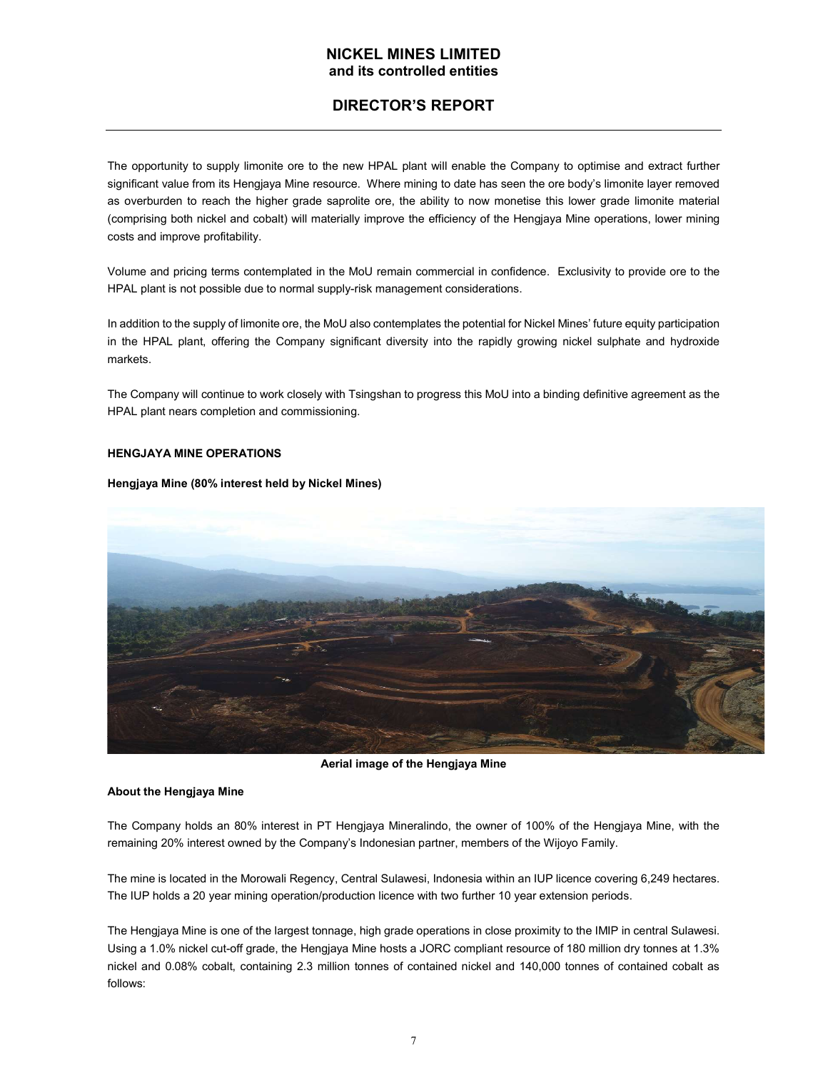The opportunity to supply limonite ore to the new HPAL plant will enable the Company to optimise and extract further significant value from its Hengjaya Mine resource. Where mining to date has seen the ore body's limonite layer removed as overburden to reach the higher grade saprolite ore, the ability to now monetise this lower grade limonite material (comprising both nickel and cobalt) will materially improve the efficiency of the Hengjaya Mine operations, lower mining costs and improve profitability.

Volume and pricing terms contemplated in the MoU remain commercial in confidence. Exclusivity to provide ore to the HPAL plant is not possible due to normal supply-risk management considerations.

In addition to the supply of limonite ore, the MoU also contemplates the potential for Nickel Mines' future equity participation in the HPAL plant, offering the Company significant diversity into the rapidly growing nickel sulphate and hydroxide markets.

The Company will continue to work closely with Tsingshan to progress this MoU into a binding definitive agreement as the HPAL plant nears completion and commissioning.

**HENGJAYA MINE OPERATIONS**

**Hengjaya Mine (80% interest held by Nickel Mines)**

**Aerial image of the Hengjaya Mine**

**About the Hengjaya Mine**

The Company holds an 80% interest in PT Hengjaya Mineralindo, the owner of 100% of the Hengjaya Mine, with the remaining 20% interest owned by the Company's Indonesian partner, members of the Wijoyo Family.

The mine is located in the Morowali Regency, Central Sulawesi, Indonesia within an IUP licence covering 6,249 hectares. The IUP holds a 20 year mining operation/production licence with two further 10 year extension periods.

The Hengjaya Mine is one of the largest tonnage, high grade operations in close proximity to the IMIP in central Sulawesi. Using a 1.0% nickel cut-off grade, the Hengjaya Mine hosts a JORC compliant resource of 180 million dry tonnes at 1.3% nickel and 0.08% cobalt, containing 2.3 million tonnes of contained nickel and 140,000 tonnes of contained cobalt as follows: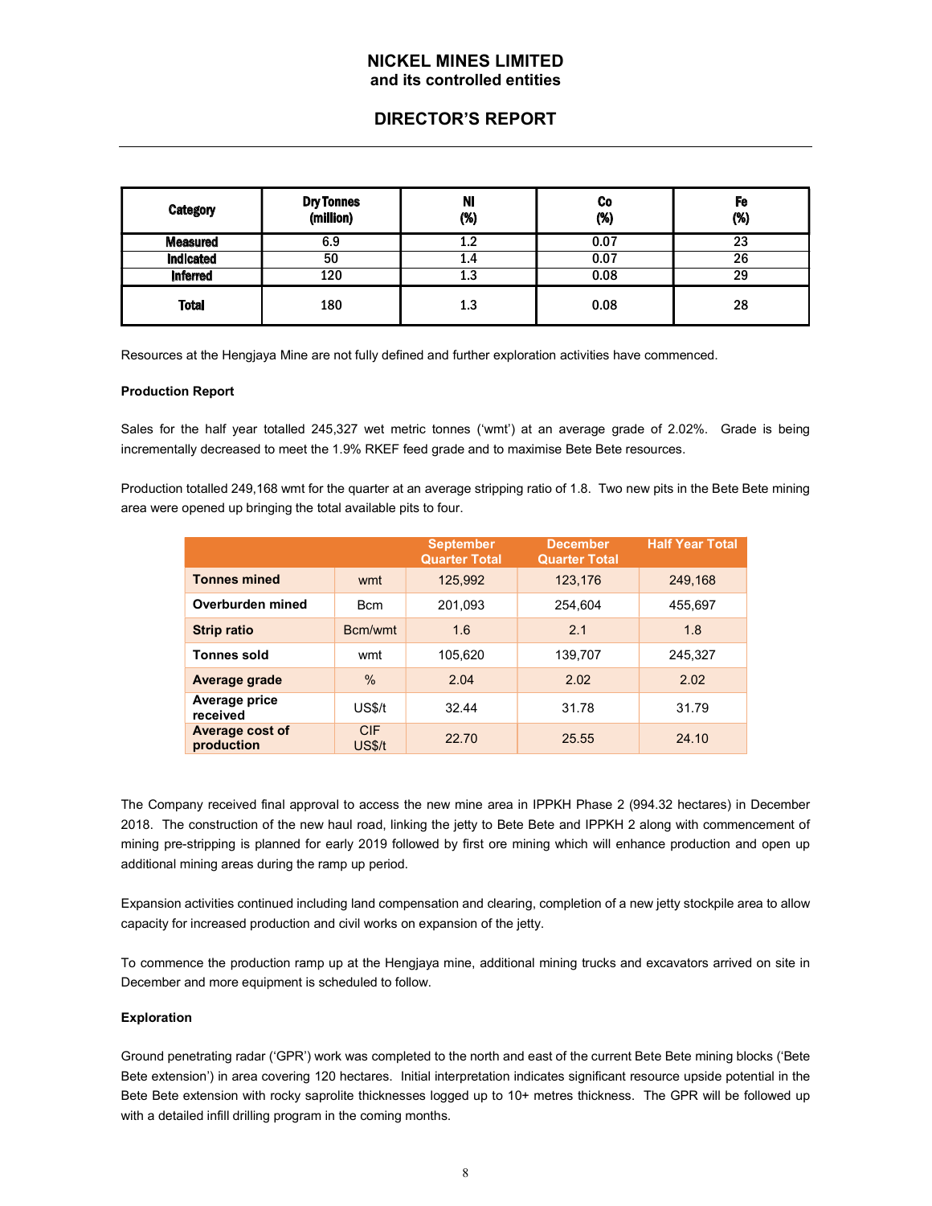| Category | Dry Tonnes (million) | Ni (%) | Co (%) | Fe (%) |
|---|---|---|---|---|
| Measured | 6.9 | 1.2 | 0.07 | 23 |
| Indicated | 50 | 1.4 | 0.07 | 26 |
| Inferred | 120 | 1.3 | 0.08 | 29 |
| Total | 180 | 1.3 | 0.08 | 28 |

Resources at the Hengjaya Mine are not fully defined and further exploration activities have commenced.

**Production Report**

Sales for the half year totalled 245,327 wet metric tonnes ('wmt') at an average grade of 2.02%. Grade is being incrementally decreased to meet the 1.9% RKEF feed grade and to maximise Bete Bete resources.

Production totalled 249,168 wmt for the quarter at an average stripping ratio of 1.8. Two new pits in the Bete Bete mining area were opened up bringing the total available pits to four.

| | | September Quarter Total | December Quarter Total | Half Year Total |
|---|---|---|---|---|
| Tonnes mined | wmt | 125,992 | 123,176 | 249,168 |
| Overburden mined | Bcm | 201,093 | 254,604 | 455,697 |
| Strip ratio | Bcm/wmt | 1.6 | 2.1 | 1.8 |
| Tonnes sold | wmt | 105,620 | 139,707 | 245,327 |
| Average grade | % | 2.04 | 2.02 | 2.02 |
| Average price received | US$/t | 32.44 | 31.78 | 31.79 |
| Average cost of production | CIF US$/t | 22.70 | 25.55 | 24.10 |

The Company received final approval to access the new mine area in IPPKH Phase 2 (994.32 hectares) in December 2018. The construction of the new haul road, linking the jetty to Bete Bete and IPPKH 2 along with commencement of mining pre-stripping is planned for early 2019 followed by first ore mining which will enhance production and open up additional mining areas during the ramp up period.

Expansion activities continued including land compensation and clearing, completion of a new jetty stockpile area to allow capacity for increased production and civil works on expansion of the jetty.

To commence the production ramp up at the Hengjaya mine, additional mining trucks and excavators arrived on site in December and more equipment is scheduled to follow.

**Exploration**

Ground penetrating radar ('GPR') work was completed to the north and east of the current Bete Bete mining blocks ('Bete Bete extension') in area covering 120 hectares. Initial interpretation indicates significant resource upside potential in the Bete Bete extension with rocky saprolite thicknesses logged up to 10+ metres thickness. The GPR will be followed up with a detailed infill drilling program in the coming months.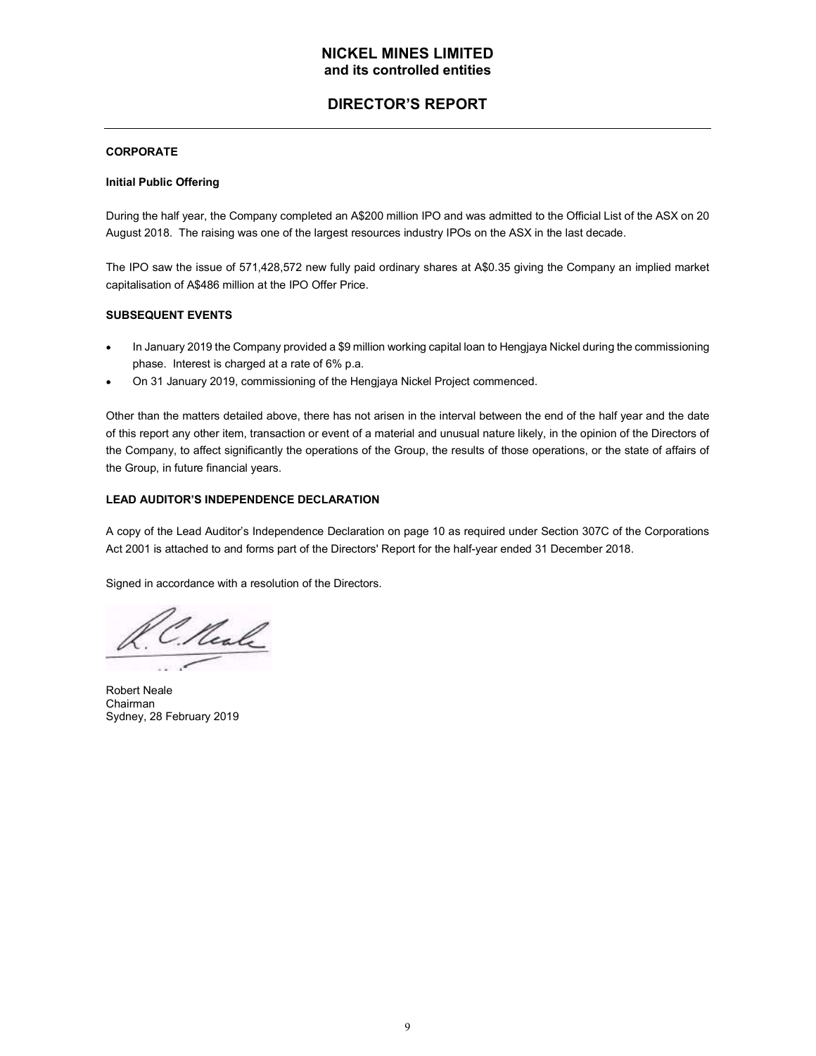# NICKEL MINES LIMITED
**and its controlled entities**

## DIRECTOR'S REPORT

### CORPORATE

**Initial Public Offering**

During the half year, the Company completed an A$200 million IPO and was admitted to the Official List of the ASX on 20 August 2018. The raising was one of the largest resources industry IPOs on the ASX in the last decade.

The IPO saw the issue of 571,428,572 new fully paid ordinary shares at A$0.35 giving the Company an implied market capitalisation of A$486 million at the IPO Offer Price.

### SUBSEQUENT EVENTS

- In January 2019 the Company provided a $9 million working capital loan to Hengjaya Nickel during the commissioning phase. Interest is charged at a rate of 6% p.a.
- On 31 January 2019, commissioning of the Hengjaya Nickel Project commenced.

Other than the matters detailed above, there has not arisen in the interval between the end of the half year and the date of this report any other item, transaction or event of a material and unusual nature likely, in the opinion of the Directors of the Company, to affect significantly the operations of the Group, the results of those operations, or the state of affairs of the Group, in future financial years.

### LEAD AUDITOR'S INDEPENDENCE DECLARATION

A copy of the Lead Auditor's Independence Declaration on page 10 as required under Section 307C of the Corporations Act 2001 is attached to and forms part of the Directors' Report for the half-year ended 31 December 2018.

Signed in accordance with a resolution of the Directors.

Robert Neale
Chairman
Sydney, 28 February 2019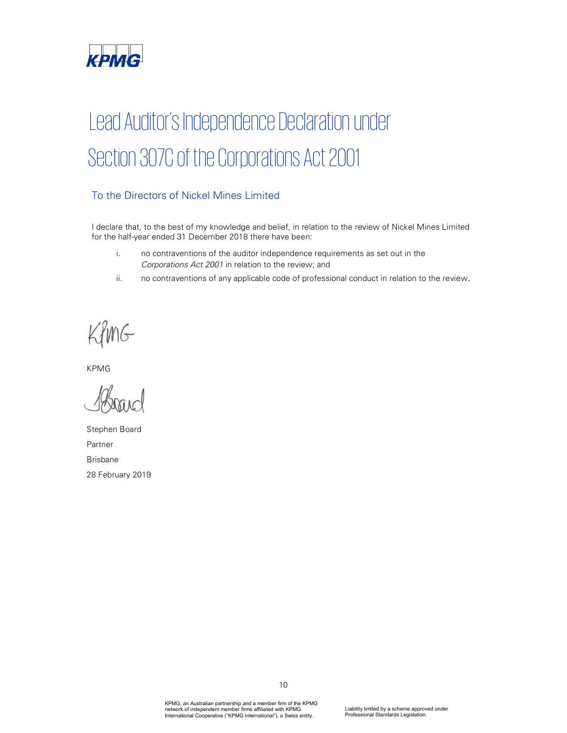# Lead Auditor's Independence Declaration under Section 307C of the Corporations Act 2001

## To the Directors of Nickel Mines Limited

I declare that, to the best of my knowledge and belief, in relation to the review of Nickel Mines Limited for the half-year ended 31 December 2018 there have been:

i. no contraventions of the auditor independence requirements as set out in the *Corporations Act 2001* in relation to the review; and

ii. no contraventions of any applicable code of professional conduct in relation to the review.

KPMG

Stephen Board
Partner
Brisbane
28 February 2019

KPMG, an Australian partnership and a member firm of the KPMG network of independent member firms affiliated with KPMG International Cooperative ("KPMG International"), a Swiss entity.

Liability limited by a scheme approved under Professional Standards Legislation.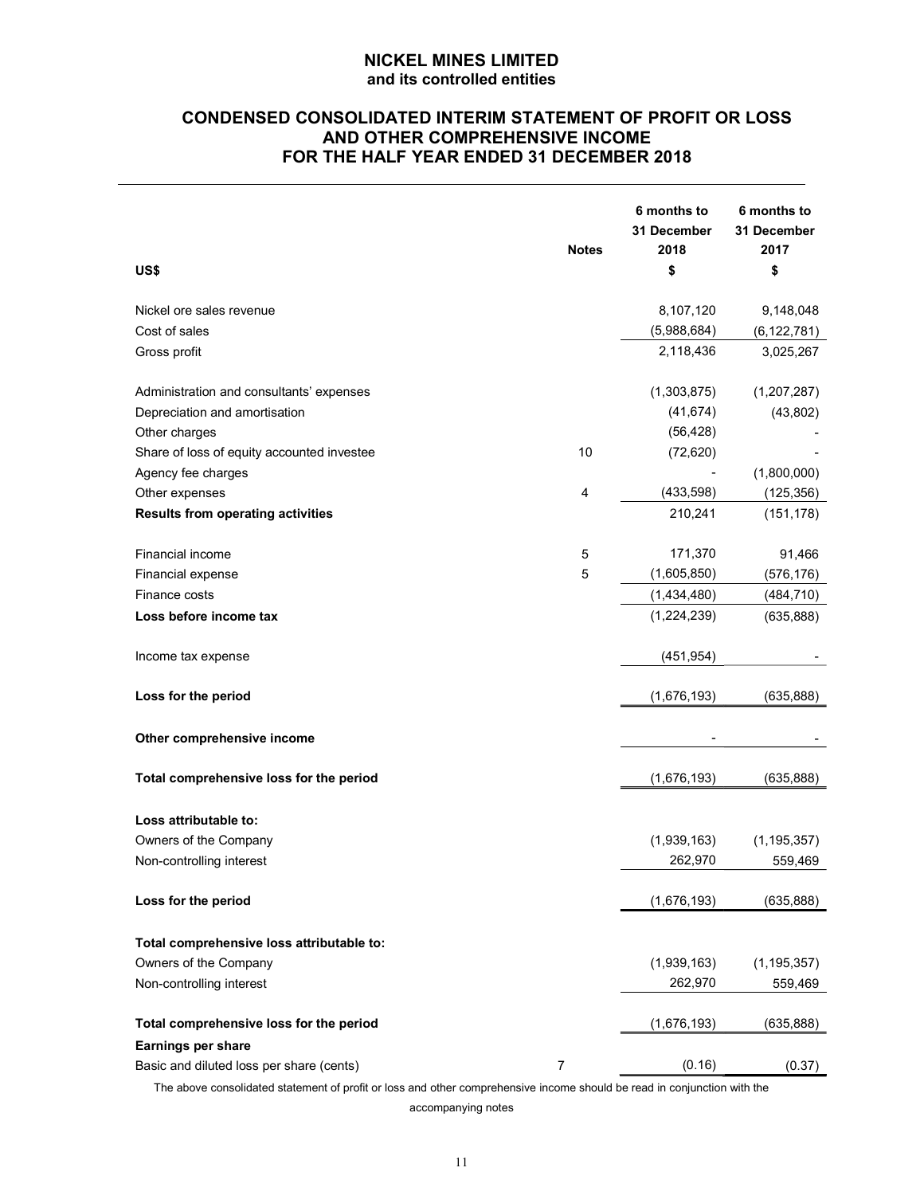# NICKEL MINES LIMITED
**and its controlled entities**

## CONDENSED CONSOLIDATED INTERIM STATEMENT OF PROFIT OR LOSS AND OTHER COMPREHENSIVE INCOME FOR THE HALF YEAR ENDED 31 DECEMBER 2018

| US$ | Notes | 6 months to 31 December 2018 $ | 6 months to 31 December 2017 $ |
|---|---|---|---|
| Nickel ore sales revenue | | 8,107,120 | 9,148,048 |
| Cost of sales | | (5,988,684) | (6,122,781) |
| Gross profit | | 2,118,436 | 3,025,267 |
| | | | |
| Administration and consultants' expenses | | (1,303,875) | (1,207,287) |
| Depreciation and amortisation | | (41,674) | (43,802) |
| Other charges | | (56,428) | - |
| Share of loss of equity accounted investee | 10 | (72,620) | - |
| Agency fee charges | | - | (1,800,000) |
| Other expenses | 4 | (433,598) | (125,356) |
| **Results from operating activities** | | 210,241 | (151,178) |
| | | | |
| Financial income | 5 | 171,370 | 91,466 |
| Financial expense | 5 | (1,605,850) | (576,176) |
| Finance costs | | (1,434,480) | (484,710) |
| **Loss before income tax** | | (1,224,239) | (635,888) |
| | | | |
| Income tax expense | | (451,954) | - |
| | | | |
| **Loss for the period** | | (1,676,193) | (635,888) |
| | | | |
| **Other comprehensive income** | | - | - |
| | | | |
| **Total comprehensive loss for the period** | | (1,676,193) | (635,888) |
| | | | |
| **Loss attributable to:** | | | |
| Owners of the Company | | (1,939,163) | (1,195,357) |
| Non-controlling interest | | 262,970 | 559,469 |
| | | | |
| **Loss for the period** | | (1,676,193) | (635,888) |
| | | | |
| **Total comprehensive loss attributable to:** | | | |
| Owners of the Company | | (1,939,163) | (1,195,357) |
| Non-controlling interest | | 262,970 | 559,469 |
| | | | |
| **Total comprehensive loss for the period** | | (1,676,193) | (635,888) |
| **Earnings per share** | | | |
| Basic and diluted loss per share (cents) | 7 | (0.16) | (0.37) |

The above consolidated statement of profit or loss and other comprehensive income should be read in conjunction with the accompanying notes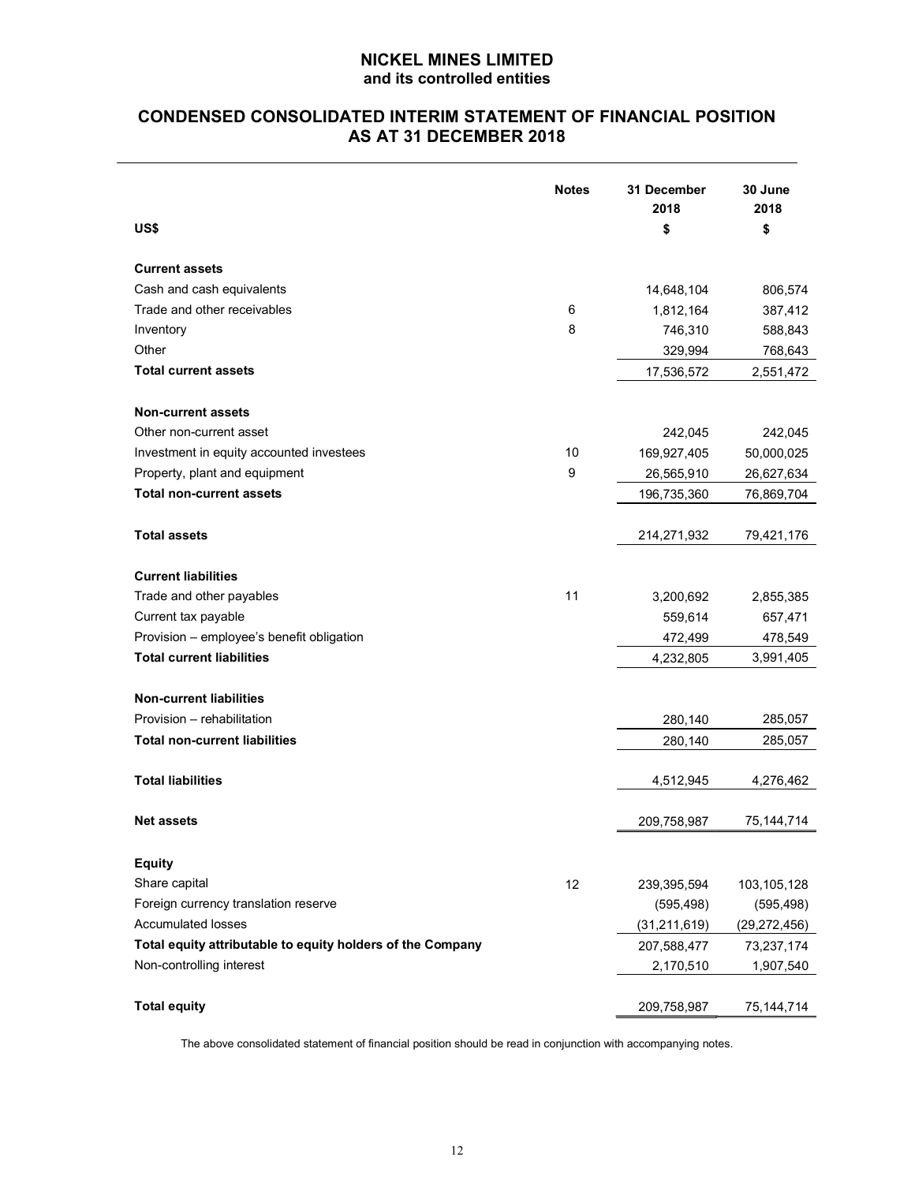# NICKEL MINES LIMITED
## and its controlled entities

## CONDENSED CONSOLIDATED INTERIM STATEMENT OF FINANCIAL POSITION AS AT 31 DECEMBER 2018

| US$ | Notes | 31 December 2018 $ | 30 June 2018 $ |
|---|---|---|---|
| **Current assets** | | | |
| Cash and cash equivalents | | 14,648,104 | 806,574 |
| Trade and other receivables | 6 | 1,812,164 | 387,412 |
| Inventory | 8 | 746,310 | 588,843 |
| Other | | 329,994 | 768,643 |
| **Total current assets** | | 17,536,572 | 2,551,472 |
| | | | |
| **Non-current assets** | | | |
| Other non-current asset | | 242,045 | 242,045 |
| Investment in equity accounted investees | 10 | 169,927,405 | 50,000,025 |
| Property, plant and equipment | 9 | 26,565,910 | 26,627,634 |
| **Total non-current assets** | | 196,735,360 | 76,869,704 |
| | | | |
| **Total assets** | | 214,271,932 | 79,421,176 |
| | | | |
| **Current liabilities** | | | |
| Trade and other payables | 11 | 3,200,692 | 2,855,385 |
| Current tax payable | | 559,614 | 657,471 |
| Provision – employee's benefit obligation | | 472,499 | 478,549 |
| **Total current liabilities** | | 4,232,805 | 3,991,405 |
| | | | |
| **Non-current liabilities** | | | |
| Provision – rehabilitation | | 280,140 | 285,057 |
| **Total non-current liabilities** | | 280,140 | 285,057 |
| | | | |
| **Total liabilities** | | 4,512,945 | 4,276,462 |
| | | | |
| **Net assets** | | 209,758,987 | 75,144,714 |
| | | | |
| **Equity** | | | |
| Share capital | 12 | 239,395,594 | 103,105,128 |
| Foreign currency translation reserve | | (595,498) | (595,498) |
| Accumulated losses | | (31,211,619) | (29,272,456) |
| **Total equity attributable to equity holders of the Company** | | 207,588,477 | 73,237,174 |
| Non-controlling interest | | 2,170,510 | 1,907,540 |
| | | | |
| **Total equity** | | 209,758,987 | 75,144,714 |

The above consolidated statement of financial position should be read in conjunction with accompanying notes.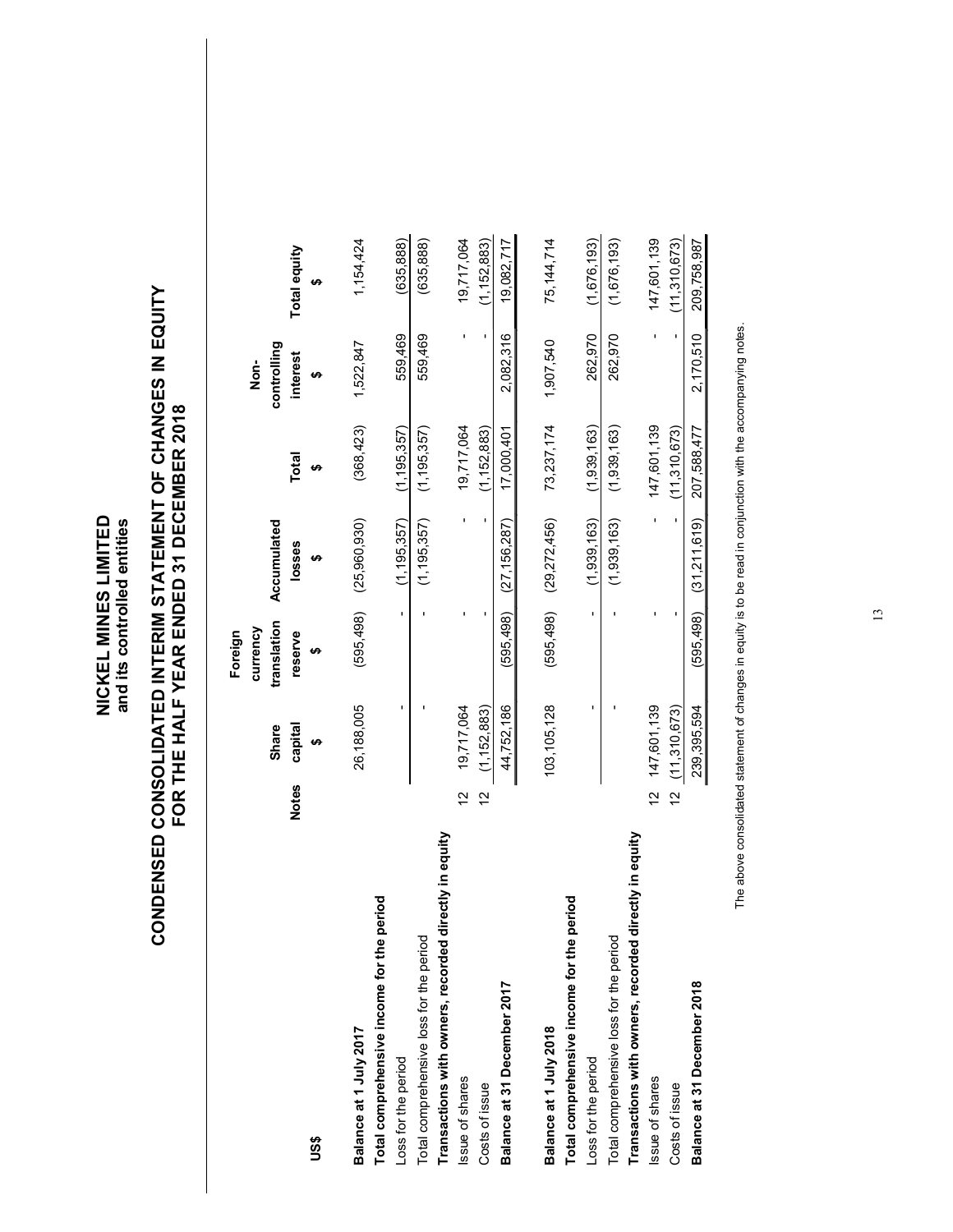# NICKEL MINES LIMITED
## and its controlled entities

# CONDENSED CONSOLIDATED INTERIM STATEMENT OF CHANGES IN EQUITY FOR THE HALF YEAR ENDED 31 DECEMBER 2018

| US$ | Notes | Share capital $ | Foreign currency translation reserve $ | Accumulated losses $ | Total $ | Non-controlling interest $ | Total equity $ |
|---|---|---|---|---|---|---|---|
| **Balance at 1 July 2017** | | 26,188,005 | (595,498) | (25,960,930) | (368,423) | 1,522,847 | 1,154,424 |
| **Total comprehensive income for the period** | | | | | | | |
| Loss for the period | | - | - | (1,195,357) | (1,195,357) | 559,469 | (635,888) |
| Total comprehensive loss for the period | | - | - | (1,195,357) | (1,195,357) | 559,469 | (635,888) |
| **Transactions with owners, recorded directly in equity** | | | | | | | |
| Issue of shares | 12 | 19,717,064 | - | - | 19,717,064 | - | 19,717,064 |
| Costs of issue | 12 | (1,152,883) | - | - | (1,152,883) | - | (1,152,883) |
| **Balance at 31 December 2017** | | 44,752,186 | (595,498) | (27,156,287) | 17,000,401 | 2,082,316 | 19,082,717 |
| | | | | | | | |
| **Balance at 1 July 2018** | | 103,105,128 | (595,498) | (29,272,456) | 73,237,174 | 1,907,540 | 75,144,714 |
| **Total comprehensive income for the period** | | | | | | | |
| Loss for the period | | - | - | (1,939,163) | (1,939,163) | 262,970 | (1,676,193) |
| Total comprehensive loss for the period | | - | - | (1,939,163) | (1,939,163) | 262,970 | (1,676,193) |
| **Transactions with owners, recorded directly in equity** | | | | | | | |
| Issue of shares | 12 | 147,601,139 | - | - | 147,601,139 | - | 147,601,139 |
| Costs of issue | 12 | (11,310,673) | - | - | (11,310,673) | - | (11,310,673) |
| **Balance at 31 December 2018** | | 239,395,594 | (595,498) | (31,211,619) | 207,588,477 | 2,170,510 | 209,758,987 |

The above consolidated statement of changes in equity is to be read in conjunction with the accompanying notes.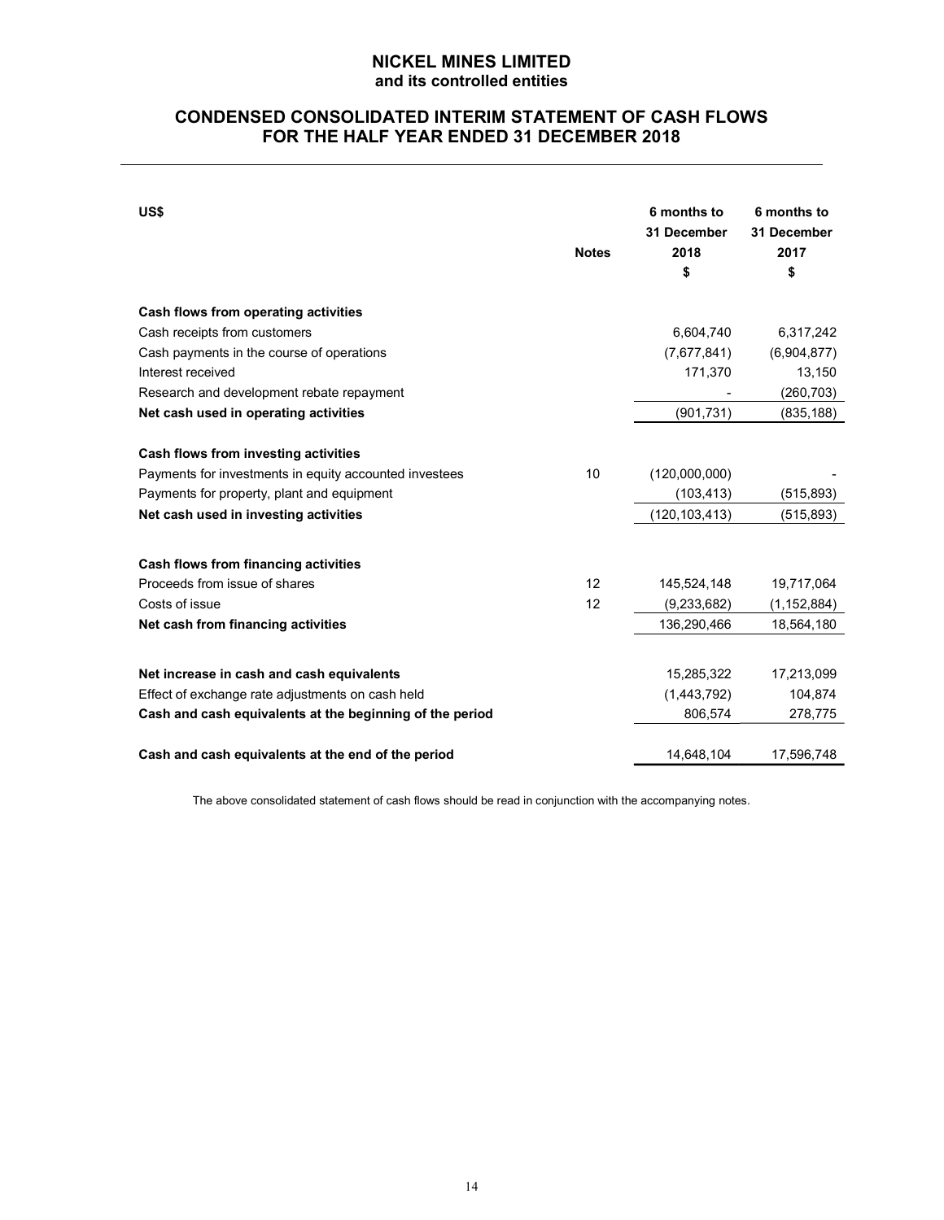# NICKEL MINES LIMITED
## and its controlled entities

## CONDENSED CONSOLIDATED INTERIM STATEMENT OF CASH FLOWS FOR THE HALF YEAR ENDED 31 DECEMBER 2018

| US$ | Notes | 6 months to 31 December 2018 $ | 6 months to 31 December 2017 $ |
|---|---|---|---|
| **Cash flows from operating activities** | | | |
| Cash receipts from customers | | 6,604,740 | 6,317,242 |
| Cash payments in the course of operations | | (7,677,841) | (6,904,877) |
| Interest received | | 171,370 | 13,150 |
| Research and development rebate repayment | | - | (260,703) |
| **Net cash used in operating activities** | | (901,731) | (835,188) |
| **Cash flows from investing activities** | | | |
| Payments for investments in equity accounted investees | 10 | (120,000,000) | - |
| Payments for property, plant and equipment | | (103,413) | (515,893) |
| **Net cash used in investing activities** | | (120,103,413) | (515,893) |
| **Cash flows from financing activities** | | | |
| Proceeds from issue of shares | 12 | 145,524,148 | 19,717,064 |
| Costs of issue | 12 | (9,233,682) | (1,152,884) |
| **Net cash from financing activities** | | 136,290,466 | 18,564,180 |
| **Net increase in cash and cash equivalents** | | 15,285,322 | 17,213,099 |
| Effect of exchange rate adjustments on cash held | | (1,443,792) | 104,874 |
| **Cash and cash equivalents at the beginning of the period** | | 806,574 | 278,775 |
| **Cash and cash equivalents at the end of the period** | | 14,648,104 | 17,596,748 |

The above consolidated statement of cash flows should be read in conjunction with the accompanying notes.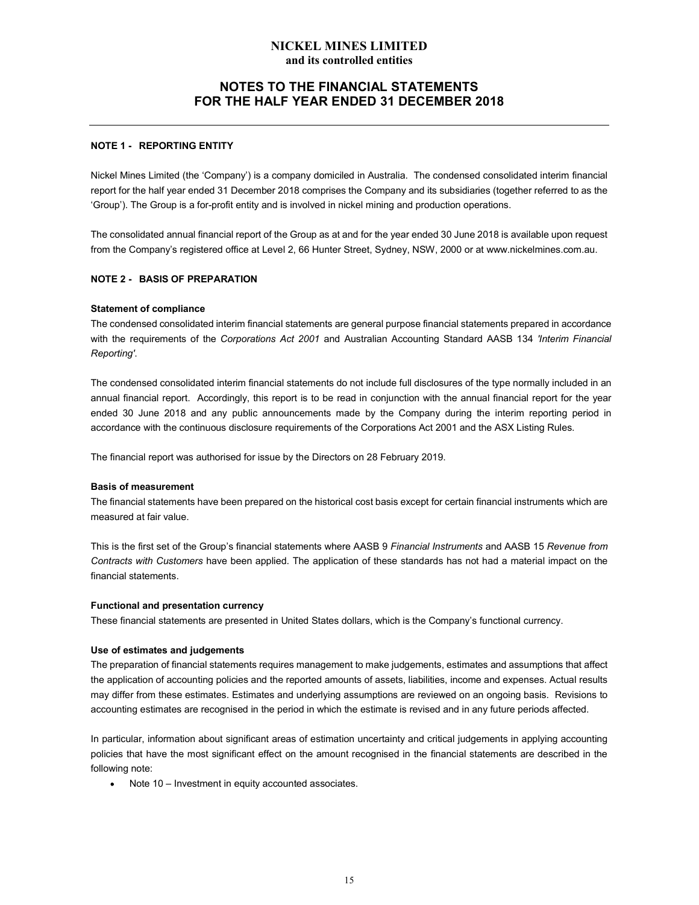# NICKEL MINES LIMITED
**and its controlled entities**

## NOTES TO THE FINANCIAL STATEMENTS FOR THE HALF YEAR ENDED 31 DECEMBER 2018

### NOTE 1 - REPORTING ENTITY

Nickel Mines Limited (the 'Company') is a company domiciled in Australia. The condensed consolidated interim financial report for the half year ended 31 December 2018 comprises the Company and its subsidiaries (together referred to as the 'Group'). The Group is a for-profit entity and is involved in nickel mining and production operations.

The consolidated annual financial report of the Group as at and for the year ended 30 June 2018 is available upon request from the Company's registered office at Level 2, 66 Hunter Street, Sydney, NSW, 2000 or at www.nickelmines.com.au.

### NOTE 2 - BASIS OF PREPARATION

**Statement of compliance**

The condensed consolidated interim financial statements are general purpose financial statements prepared in accordance with the requirements of the *Corporations Act 2001* and Australian Accounting Standard AASB 134 *'Interim Financial Reporting'*.

The condensed consolidated interim financial statements do not include full disclosures of the type normally included in an annual financial report. Accordingly, this report is to be read in conjunction with the annual financial report for the year ended 30 June 2018 and any public announcements made by the Company during the interim reporting period in accordance with the continuous disclosure requirements of the Corporations Act 2001 and the ASX Listing Rules.

The financial report was authorised for issue by the Directors on 28 February 2019.

**Basis of measurement**

The financial statements have been prepared on the historical cost basis except for certain financial instruments which are measured at fair value.

This is the first set of the Group's financial statements where AASB 9 *Financial Instruments* and AASB 15 *Revenue from Contracts with Customers* have been applied. The application of these standards has not had a material impact on the financial statements.

**Functional and presentation currency**

These financial statements are presented in United States dollars, which is the Company's functional currency.

**Use of estimates and judgements**

The preparation of financial statements requires management to make judgements, estimates and assumptions that affect the application of accounting policies and the reported amounts of assets, liabilities, income and expenses. Actual results may differ from these estimates. Estimates and underlying assumptions are reviewed on an ongoing basis. Revisions to accounting estimates are recognised in the period in which the estimate is revised and in any future periods affected.

In particular, information about significant areas of estimation uncertainty and critical judgements in applying accounting policies that have the most significant effect on the amount recognised in the financial statements are described in the following note:

- Note 10 – Investment in equity accounted associates.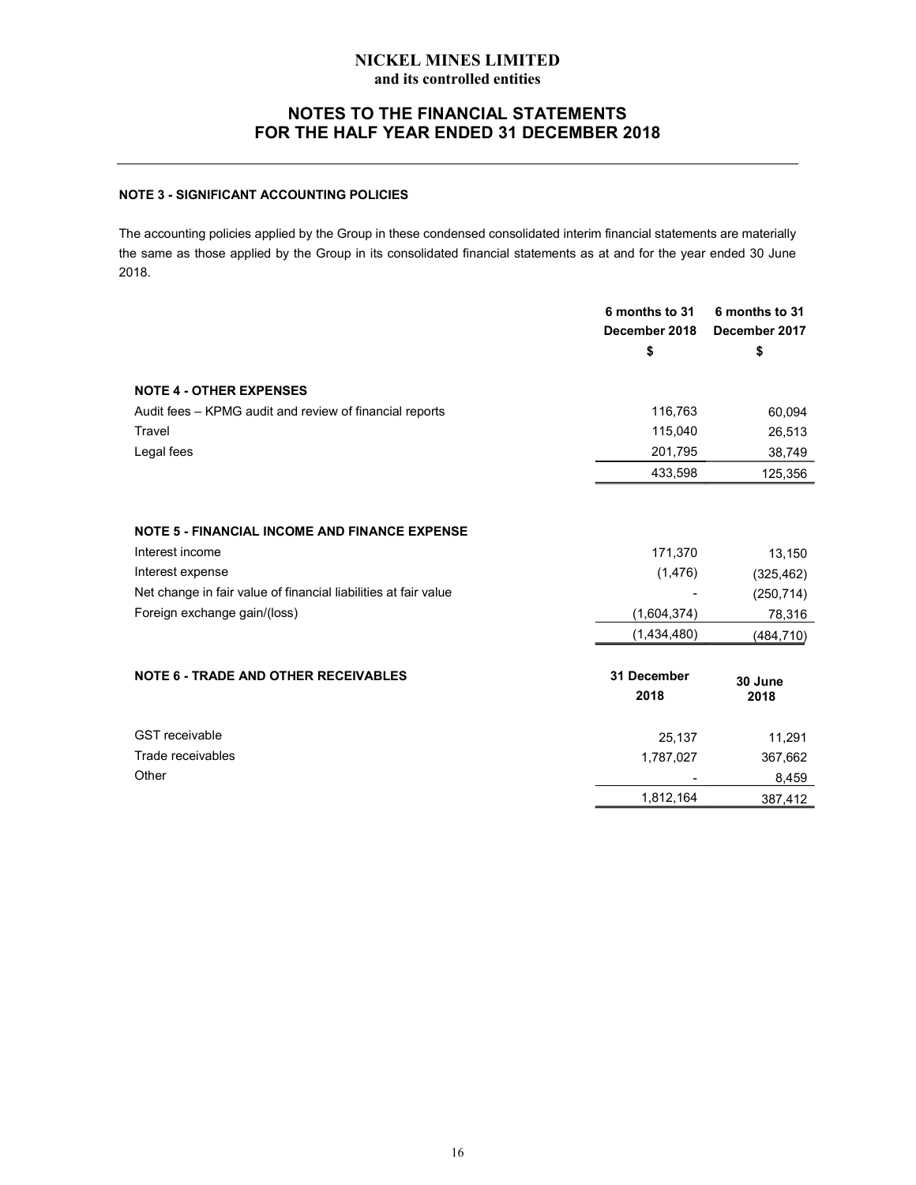# NICKEL MINES LIMITED
**and its controlled entities**

## NOTES TO THE FINANCIAL STATEMENTS FOR THE HALF YEAR ENDED 31 DECEMBER 2018

### NOTE 3 - SIGNIFICANT ACCOUNTING POLICIES

The accounting policies applied by the Group in these condensed consolidated interim financial statements are materially the same as those applied by the Group in its consolidated financial statements as at and for the year ended 30 June 2018.

| | 6 months to 31 December 2018<br>$ | 6 months to 31 December 2017<br>$ |
|---|---|---|
| **NOTE 4 - OTHER EXPENSES** | | |
| Audit fees – KPMG audit and review of financial reports | 116,763 | 60,094 |
| Travel | 115,040 | 26,513 |
| Legal fees | 201,795 | 38,749 |
| | 433,598 | 125,356 |
| | | |
| **NOTE 5 - FINANCIAL INCOME AND FINANCE EXPENSE** | | |
| Interest income | 171,370 | 13,150 |
| Interest expense | (1,476) | (325,462) |
| Net change in fair value of financial liabilities at fair value | - | (250,714) |
| Foreign exchange gain/(loss) | (1,604,374) | 78,316 |
| | (1,434,480) | (484,710) |

| **NOTE 6 - TRADE AND OTHER RECEIVABLES** | 31 December 2018 | 30 June 2018 |
|---|---|---|
| GST receivable | 25,137 | 11,291 |
| Trade receivables | 1,787,027 | 367,662 |
| Other | - | 8,459 |
| | 1,812,164 | 387,412 |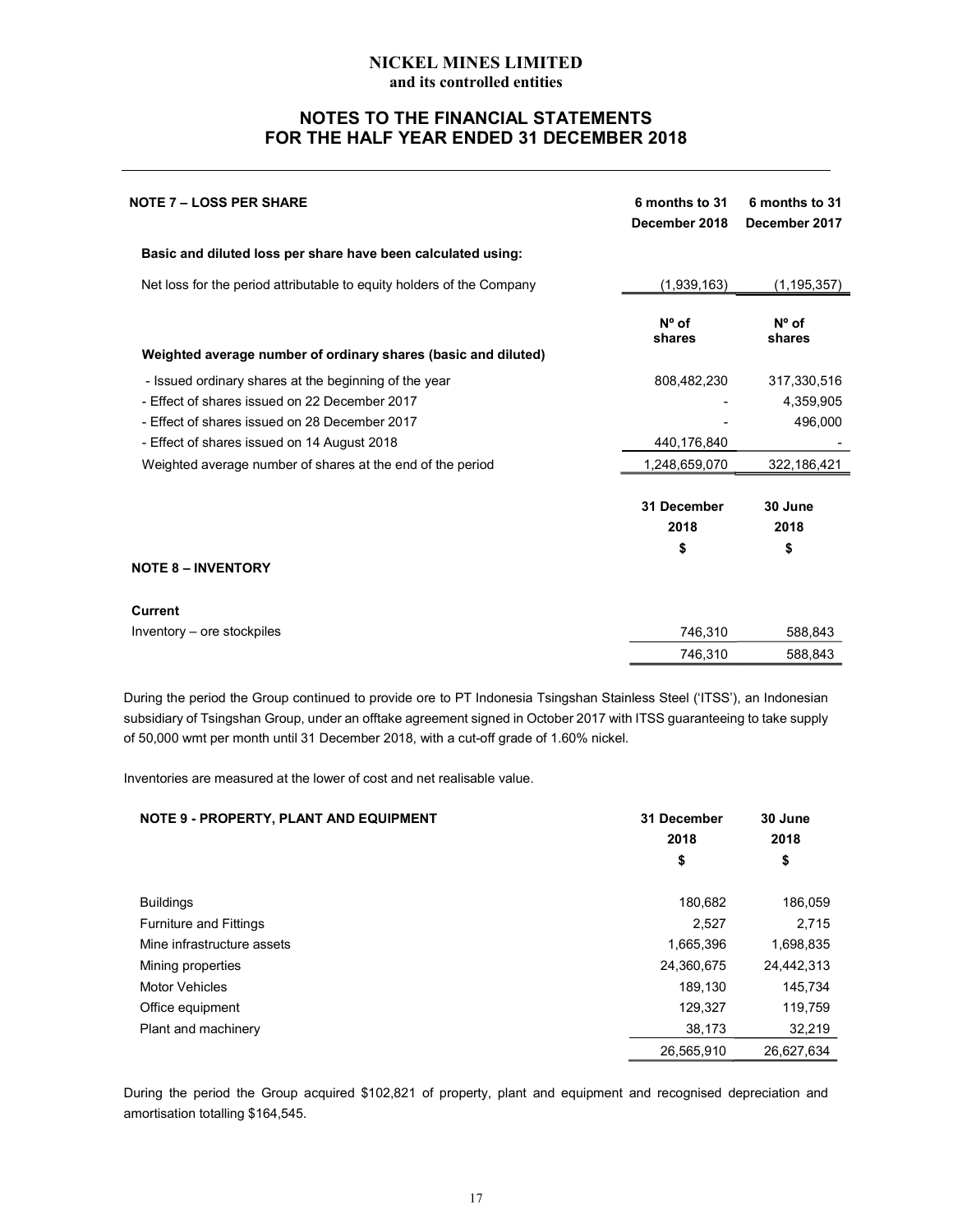# NICKEL MINES LIMITED

**and its controlled entities**

## NOTES TO THE FINANCIAL STATEMENTS FOR THE HALF YEAR ENDED 31 DECEMBER 2018

### NOTE 7 – LOSS PER SHARE

| | 6 months to 31 December 2018 | 6 months to 31 December 2017 |
|---|---|---|
| **Basic and diluted loss per share have been calculated using:** | | |
| Net loss for the period attributable to equity holders of the Company | (1,939,163) | (1,195,357) |
| | **Nº of shares** | **Nº of shares** |
| **Weighted average number of ordinary shares (basic and diluted)** | | |
| - Issued ordinary shares at the beginning of the year | 808,482,230 | 317,330,516 |
| - Effect of shares issued on 22 December 2017 | - | 4,359,905 |
| - Effect of shares issued on 28 December 2017 | - | 496,000 |
| - Effect of shares issued on 14 August 2018 | 440,176,840 | - |
| Weighted average number of shares at the end of the period | 1,248,659,070 | 322,186,421 |

### NOTE 8 – INVENTORY

| | 31 December 2018 $ | 30 June 2018 $ |
|---|---|---|
| **Current** | | |
| Inventory – ore stockpiles | 746,310 | 588,843 |
| | 746,310 | 588,843 |

During the period the Group continued to provide ore to PT Indonesia Tsingshan Stainless Steel ('ITSS'), an Indonesian subsidiary of Tsingshan Group, under an offtake agreement signed in October 2017 with ITSS guaranteeing to take supply of 50,000 wmt per month until 31 December 2018, with a cut-off grade of 1.60% nickel.

Inventories are measured at the lower of cost and net realisable value.

### NOTE 9 - PROPERTY, PLANT AND EQUIPMENT

| | 31 December 2018 $ | 30 June 2018 $ |
|---|---|---|
| Buildings | 180,682 | 186,059 |
| Furniture and Fittings | 2,527 | 2,715 |
| Mine infrastructure assets | 1,665,396 | 1,698,835 |
| Mining properties | 24,360,675 | 24,442,313 |
| Motor Vehicles | 189,130 | 145,734 |
| Office equipment | 129,327 | 119,759 |
| Plant and machinery | 38,173 | 32,219 |
| | 26,565,910 | 26,627,634 |

During the period the Group acquired $102,821 of property, plant and equipment and recognised depreciation and amortisation totalling $164,545.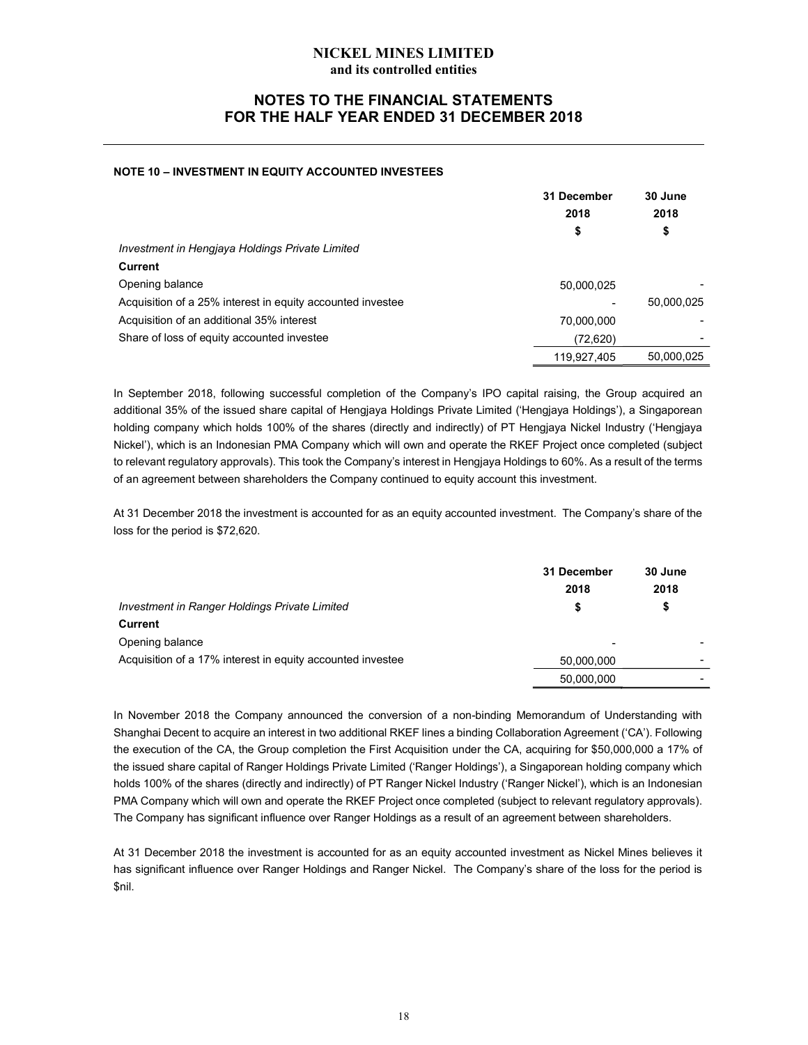# NICKEL MINES LIMITED
**and its controlled entities**

## NOTES TO THE FINANCIAL STATEMENTS FOR THE HALF YEAR ENDED 31 DECEMBER 2018

### NOTE 10 – INVESTMENT IN EQUITY ACCOUNTED INVESTEES

| | 31 December 2018 $ | 30 June 2018 $ |
|---|---|---|
| *Investment in Hengjaya Holdings Private Limited* | | |
| **Current** | | |
| Opening balance | 50,000,025 | - |
| Acquisition of a 25% interest in equity accounted investee | - | 50,000,025 |
| Acquisition of an additional 35% interest | 70,000,000 | - |
| Share of loss of equity accounted investee | (72,620) | - |
| | 119,927,405 | 50,000,025 |

In September 2018, following successful completion of the Company's IPO capital raising, the Group acquired an additional 35% of the issued share capital of Hengjaya Holdings Private Limited ('Hengjaya Holdings'), a Singaporean holding company which holds 100% of the shares (directly and indirectly) of PT Hengjaya Nickel Industry ('Hengjaya Nickel'), which is an Indonesian PMA Company which will own and operate the RKEF Project once completed (subject to relevant regulatory approvals). This took the Company's interest in Hengjaya Holdings to 60%. As a result of the terms of an agreement between shareholders the Company continued to equity account this investment.

At 31 December 2018 the investment is accounted for as an equity accounted investment. The Company's share of the loss for the period is $72,620.

| | 31 December 2018 | 30 June 2018 |
|---|---|---|
| *Investment in Ranger Holdings Private Limited* | $ | $ |
| **Current** | | |
| Opening balance | - | - |
| Acquisition of a 17% interest in equity accounted investee | 50,000,000 | - |
| | 50,000,000 | - |

In November 2018 the Company announced the conversion of a non-binding Memorandum of Understanding with Shanghai Decent to acquire an interest in two additional RKEF lines a binding Collaboration Agreement ('CA'). Following the execution of the CA, the Group completion the First Acquisition under the CA, acquiring for $50,000,000 a 17% of the issued share capital of Ranger Holdings Private Limited ('Ranger Holdings'), a Singaporean holding company which holds 100% of the shares (directly and indirectly) of PT Ranger Nickel Industry ('Ranger Nickel'), which is an Indonesian PMA Company which will own and operate the RKEF Project once completed (subject to relevant regulatory approvals). The Company has significant influence over Ranger Holdings as a result of an agreement between shareholders.

At 31 December 2018 the investment is accounted for as an equity accounted investment as Nickel Mines believes it has significant influence over Ranger Holdings and Ranger Nickel. The Company's share of the loss for the period is $nil.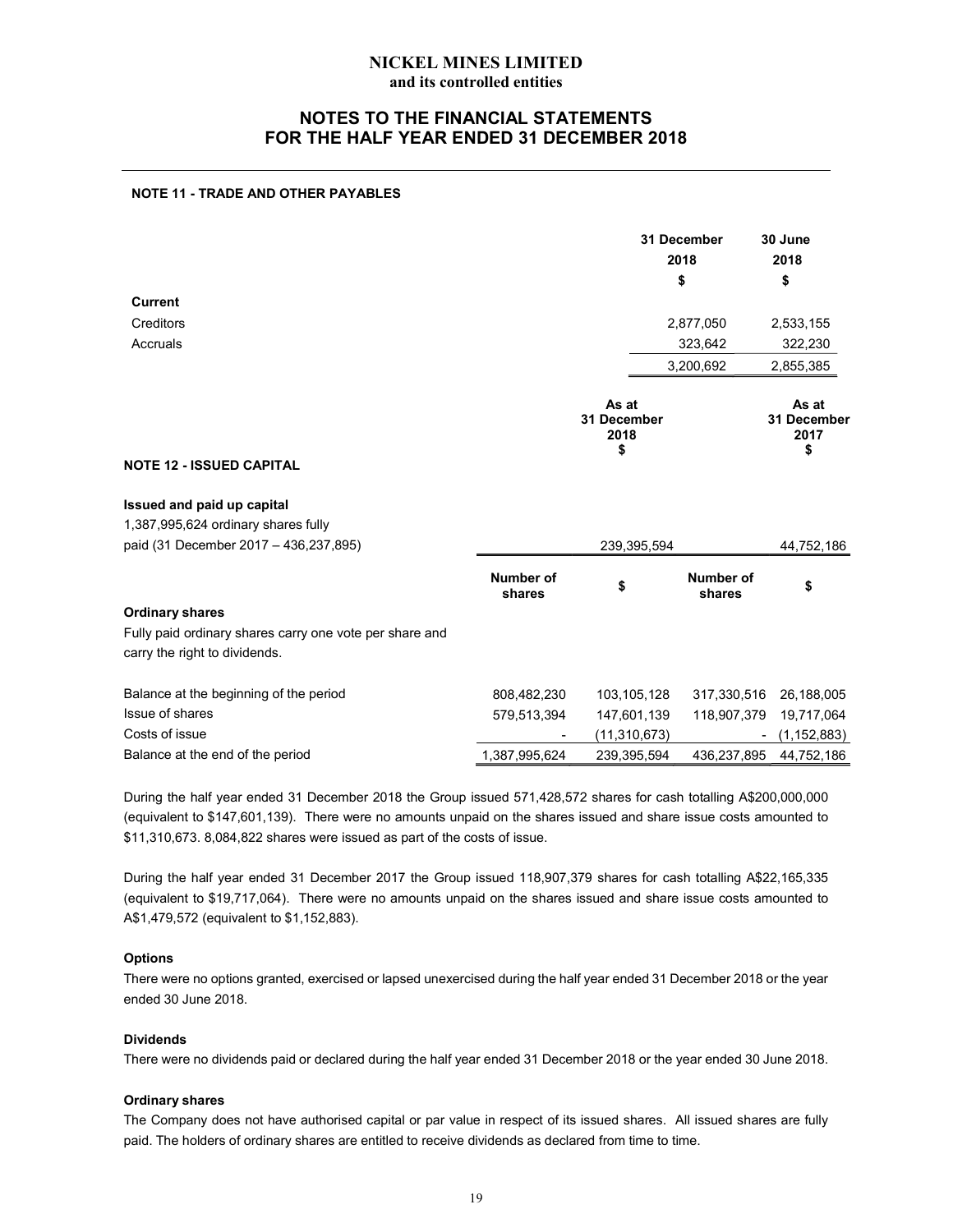**NICKEL MINES LIMITED**
**and its controlled entities**

## NOTES TO THE FINANCIAL STATEMENTS FOR THE HALF YEAR ENDED 31 DECEMBER 2018

### NOTE 11 - TRADE AND OTHER PAYABLES

| | 31 December 2018 $ | 30 June 2018 $ |
|---|---|---|
| **Current** | | |
| Creditors | 2,877,050 | 2,533,155 |
| Accruals | 323,642 | 322,230 |
| | 3,200,692 | 2,855,385 |

### NOTE 12 - ISSUED CAPITAL

| | As at 31 December 2018 $ | As at 31 December 2017 $ |
|---|---|---|
| **Issued and paid up capital** | | |
| 1,387,995,624 ordinary shares fully paid (31 December 2017 – 436,237,895) | 239,395,594 | 44,752,186 |

| | Number of shares | $ | Number of shares | $ |
|---|---|---|---|---|
| **Ordinary shares** | | | | |
| Fully paid ordinary shares carry one vote per share and carry the right to dividends. | | | | |
| Balance at the beginning of the period | 808,482,230 | 103,105,128 | 317,330,516 | 26,188,005 |
| Issue of shares | 579,513,394 | 147,601,139 | 118,907,379 | 19,717,064 |
| Costs of issue | - | (11,310,673) | - | (1,152,883) |
| Balance at the end of the period | 1,387,995,624 | 239,395,594 | 436,237,895 | 44,752,186 |

During the half year ended 31 December 2018 the Group issued 571,428,572 shares for cash totalling A$200,000,000 (equivalent to $147,601,139). There were no amounts unpaid on the shares issued and share issue costs amounted to $11,310,673. 8,084,822 shares were issued as part of the costs of issue.

During the half year ended 31 December 2017 the Group issued 118,907,379 shares for cash totalling A$22,165,335 (equivalent to $19,717,064). There were no amounts unpaid on the shares issued and share issue costs amounted to A$1,479,572 (equivalent to $1,152,883).

#### Options

There were no options granted, exercised or lapsed unexercised during the half year ended 31 December 2018 or the year ended 30 June 2018.

#### Dividends

There were no dividends paid or declared during the half year ended 31 December 2018 or the year ended 30 June 2018.

#### Ordinary shares

The Company does not have authorised capital or par value in respect of its issued shares. All issued shares are fully paid. The holders of ordinary shares are entitled to receive dividends as declared from time to time.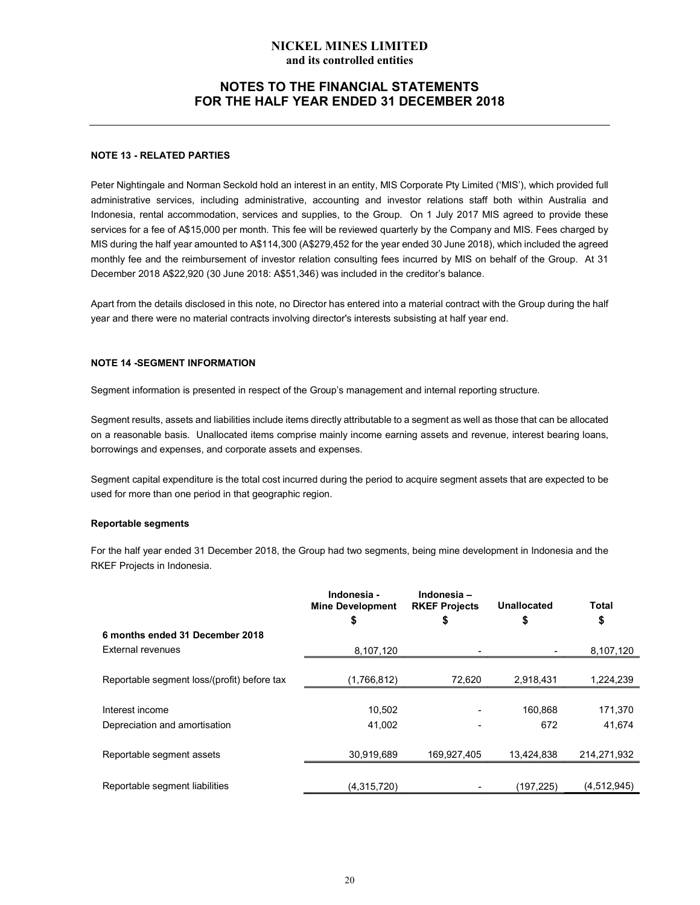**NICKEL MINES LIMITED**
**and its controlled entities**

## NOTES TO THE FINANCIAL STATEMENTS FOR THE HALF YEAR ENDED 31 DECEMBER 2018

### NOTE 13 - RELATED PARTIES

Peter Nightingale and Norman Seckold hold an interest in an entity, MIS Corporate Pty Limited ('MIS'), which provided full administrative services, including administrative, accounting and investor relations staff both within Australia and Indonesia, rental accommodation, services and supplies, to the Group. On 1 July 2017 MIS agreed to provide these services for a fee of A$15,000 per month. This fee will be reviewed quarterly by the Company and MIS. Fees charged by MIS during the half year amounted to A$114,300 (A$279,452 for the year ended 30 June 2018), which included the agreed monthly fee and the reimbursement of investor relation consulting fees incurred by MIS on behalf of the Group. At 31 December 2018 A$22,920 (30 June 2018: A$51,346) was included in the creditor's balance.

Apart from the details disclosed in this note, no Director has entered into a material contract with the Group during the half year and there were no material contracts involving director's interests subsisting at half year end.

### NOTE 14 -SEGMENT INFORMATION

Segment information is presented in respect of the Group's management and internal reporting structure.

Segment results, assets and liabilities include items directly attributable to a segment as well as those that can be allocated on a reasonable basis. Unallocated items comprise mainly income earning assets and revenue, interest bearing loans, borrowings and expenses, and corporate assets and expenses.

Segment capital expenditure is the total cost incurred during the period to acquire segment assets that are expected to be used for more than one period in that geographic region.

**Reportable segments**

For the half year ended 31 December 2018, the Group had two segments, being mine development in Indonesia and the RKEF Projects in Indonesia.

| | Indonesia - Mine Development $ | Indonesia – RKEF Projects $ | Unallocated $ | Total $ |
|---|---|---|---|---|
| **6 months ended 31 December 2018** | | | | |
| External revenues | 8,107,120 | - | - | 8,107,120 |
| Reportable segment loss/(profit) before tax | (1,766,812) | 72,620 | 2,918,431 | 1,224,239 |
| Interest income | 10,502 | - | 160,868 | 171,370 |
| Depreciation and amortisation | 41,002 | - | 672 | 41,674 |
| Reportable segment assets | 30,919,689 | 169,927,405 | 13,424,838 | 214,271,932 |
| Reportable segment liabilities | (4,315,720) | - | (197,225) | (4,512,945) |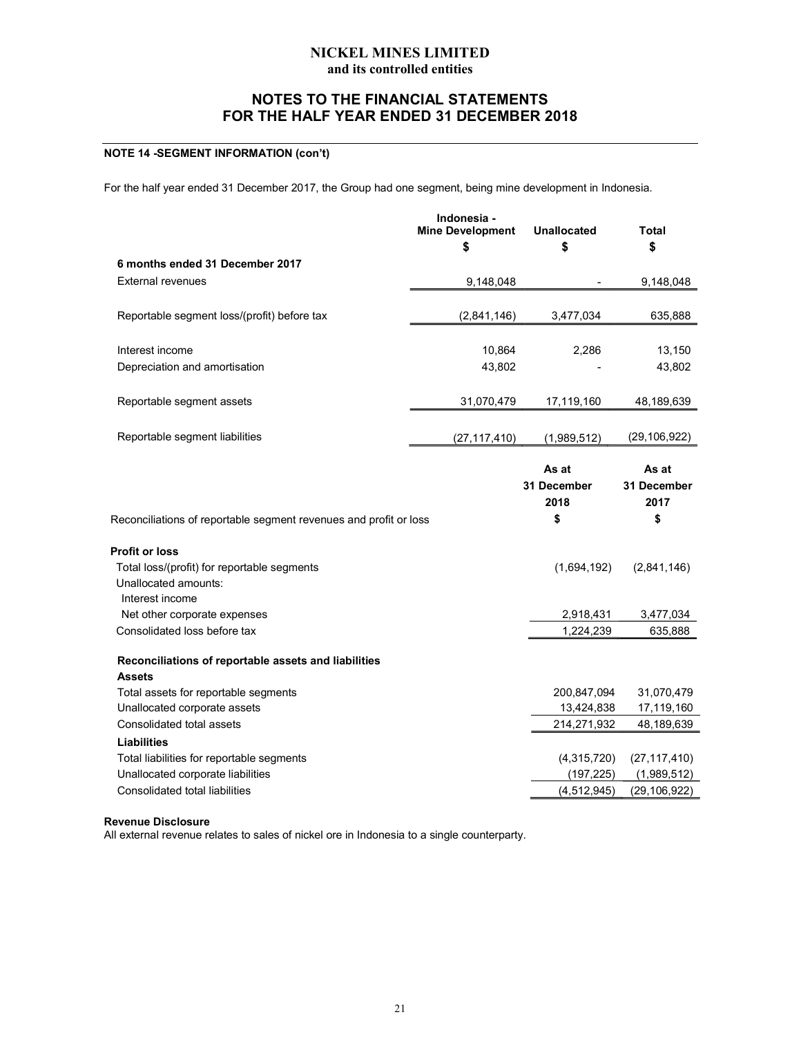## NICKEL MINES LIMITED
### and its controlled entities

## NOTES TO THE FINANCIAL STATEMENTS FOR THE HALF YEAR ENDED 31 DECEMBER 2018

### NOTE 14 -SEGMENT INFORMATION (con't)

For the half year ended 31 December 2017, the Group had one segment, being mine development in Indonesia.

| | Indonesia - Mine Development | Unallocated | Total |
|---|---|---|---|
| | $ | $ | $ |
| **6 months ended 31 December 2017** | | | |
| External revenues | 9,148,048 | - | 9,148,048 |
| Reportable segment loss/(profit) before tax | (2,841,146) | 3,477,034 | 635,888 |
| Interest income | 10,864 | 2,286 | 13,150 |
| Depreciation and amortisation | 43,802 | - | 43,802 |
| Reportable segment assets | 31,070,479 | 17,119,160 | 48,189,639 |
| Reportable segment liabilities | (27,117,410) | (1,989,512) | (29,106,922) |

| | As at 31 December 2018 | As at 31 December 2017 |
|---|---|---|
| Reconciliations of reportable segment revenues and profit or loss | $ | $ |
| **Profit or loss** | | |
| Total loss/(profit) for reportable segments | (1,694,192) | (2,841,146) |
| Unallocated amounts: | | |
| Interest income | | |
| Net other corporate expenses | 2,918,431 | 3,477,034 |
| Consolidated loss before tax | 1,224,239 | 635,888 |
| **Reconciliations of reportable assets and liabilities** | | |
| **Assets** | | |
| Total assets for reportable segments | 200,847,094 | 31,070,479 |
| Unallocated corporate assets | 13,424,838 | 17,119,160 |
| Consolidated total assets | 214,271,932 | 48,189,639 |
| **Liabilities** | | |
| Total liabilities for reportable segments | (4,315,720) | (27,117,410) |
| Unallocated corporate liabilities | (197,225) | (1,989,512) |
| Consolidated total liabilities | (4,512,945) | (29,106,922) |

**Revenue Disclosure**
All external revenue relates to sales of nickel ore in Indonesia to a single counterparty.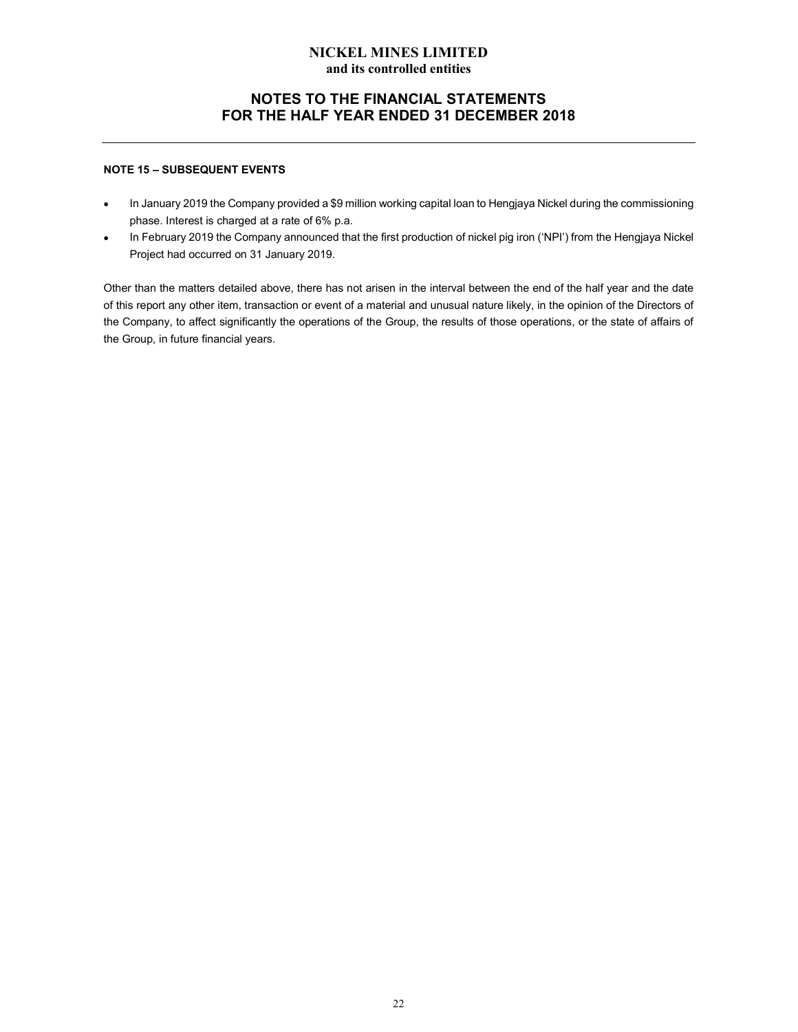## NOTE 15 – SUBSEQUENT EVENTS

- In January 2019 the Company provided a $9 million working capital loan to Hengjaya Nickel during the commissioning phase. Interest is charged at a rate of 6% p.a.
- In February 2019 the Company announced that the first production of nickel pig iron ('NPI') from the Hengjaya Nickel Project had occurred on 31 January 2019.

Other than the matters detailed above, there has not arisen in the interval between the end of the half year and the date of this report any other item, transaction or event of a material and unusual nature likely, in the opinion of the Directors of the Company, to affect significantly the operations of the Group, the results of those operations, or the state of affairs of the Group, in future financial years.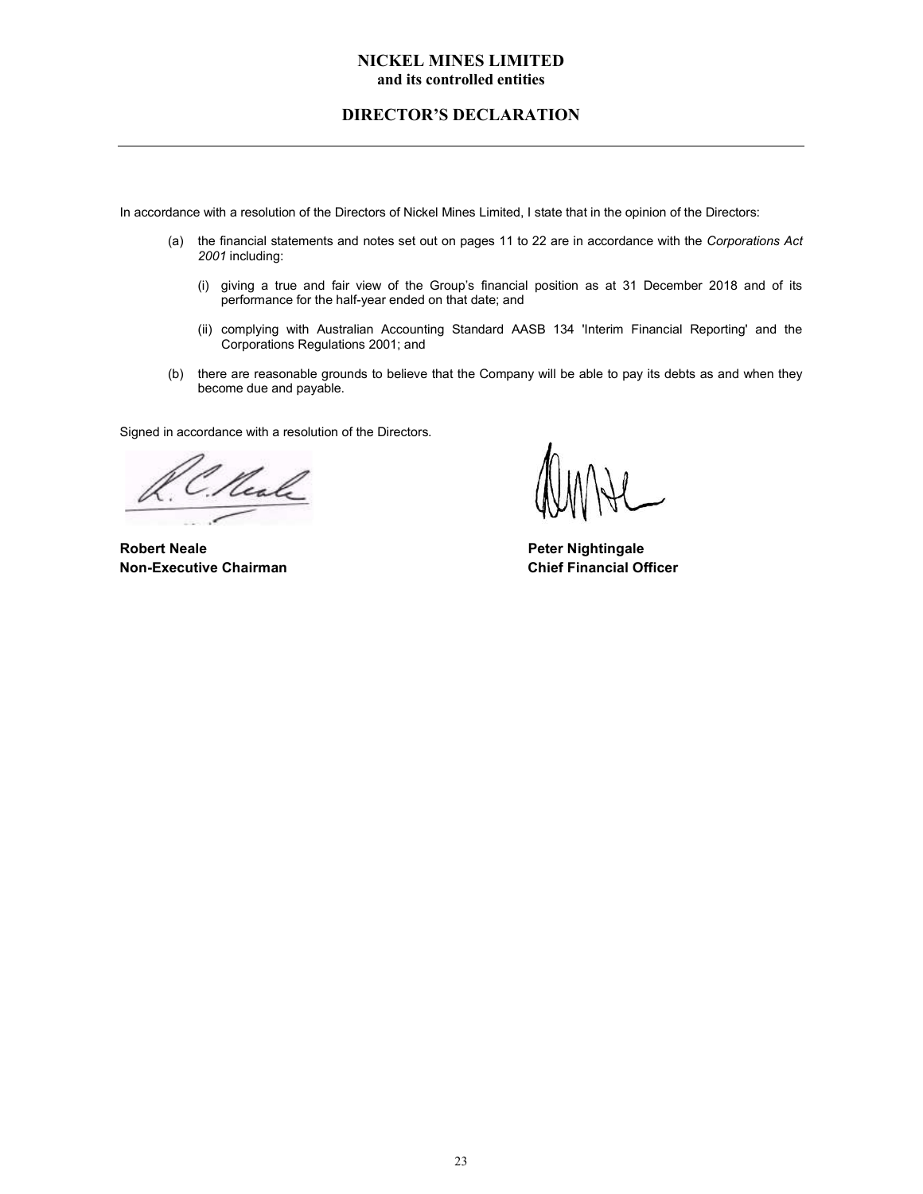# NICKEL MINES LIMITED
**and its controlled entities**

## DIRECTOR'S DECLARATION

In accordance with a resolution of the Directors of Nickel Mines Limited, I state that in the opinion of the Directors:

(a) the financial statements and notes set out on pages 11 to 22 are in accordance with the *Corporations Act 2001* including:

  (i) giving a true and fair view of the Group's financial position as at 31 December 2018 and of its performance for the half-year ended on that date; and

  (ii) complying with Australian Accounting Standard AASB 134 'Interim Financial Reporting' and the Corporations Regulations 2001; and

(b) there are reasonable grounds to believe that the Company will be able to pay its debts as and when they become due and payable.

Signed in accordance with a resolution of the Directors.

| | |
|---|---|
| **Robert Neale** | **Peter Nightingale** |
| **Non-Executive Chairman** | **Chief Financial Officer** |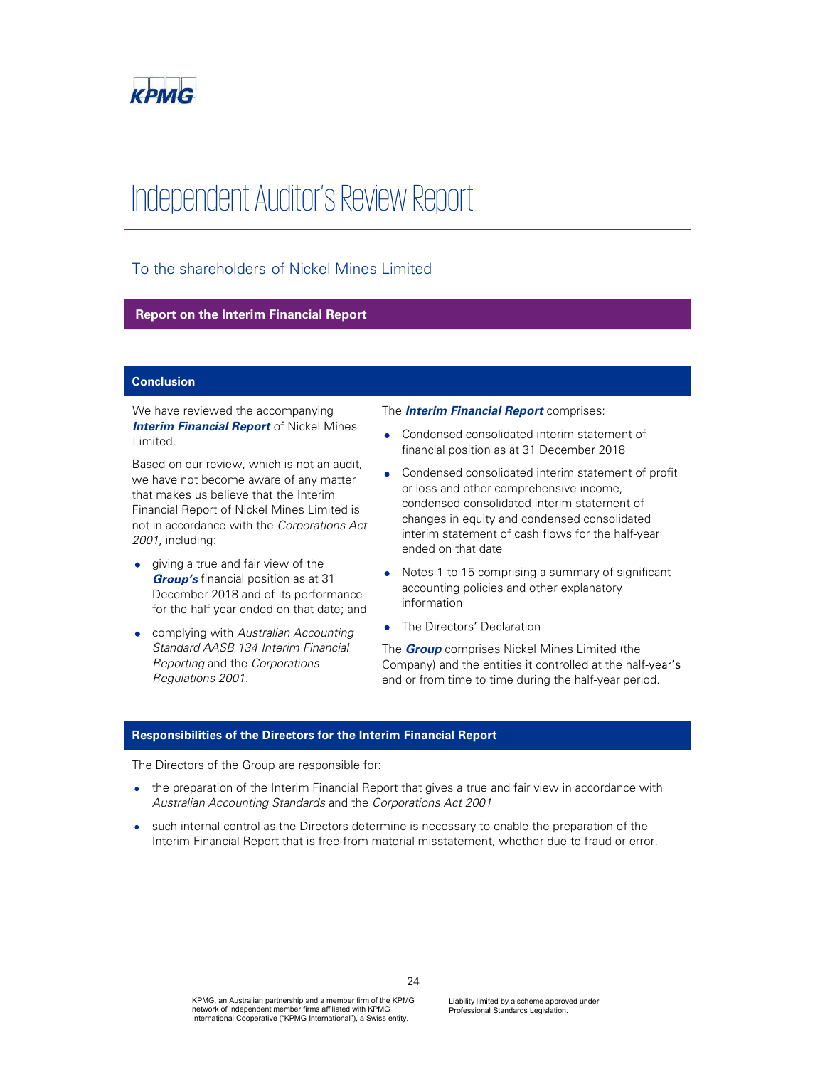KPMG

# Independent Auditor's Review Report

## To the shareholders of Nickel Mines Limited

### Report on the Interim Financial Report

### Conclusion

We have reviewed the accompanying ***Interim Financial Report*** of Nickel Mines Limited.

Based on our review, which is not an audit, we have not become aware of any matter that makes us believe that the Interim Financial Report of Nickel Mines Limited is not in accordance with the *Corporations Act 2001*, including:

- giving a true and fair view of the ***Group's*** financial position as at 31 December 2018 and of its performance for the half-year ended on that date; and
- complying with *Australian Accounting Standard AASB 134 Interim Financial Reporting* and the *Corporations Regulations 2001*.

The ***Interim Financial Report*** comprises:

- Condensed consolidated interim statement of financial position as at 31 December 2018
- Condensed consolidated interim statement of profit or loss and other comprehensive income, condensed consolidated interim statement of changes in equity and condensed consolidated interim statement of cash flows for the half-year ended on that date
- Notes 1 to 15 comprising a summary of significant accounting policies and other explanatory information
- The Directors' Declaration

The ***Group*** comprises Nickel Mines Limited (the Company) and the entities it controlled at the half-year's end or from time to time during the half-year period.

### Responsibilities of the Directors for the Interim Financial Report

The Directors of the Group are responsible for:

- the preparation of the Interim Financial Report that gives a true and fair view in accordance with *Australian Accounting Standards* and the *Corporations Act 2001*
- such internal control as the Directors determine is necessary to enable the preparation of the Interim Financial Report that is free from material misstatement, whether due to fraud or error.

KPMG, an Australian partnership and a member firm of the KPMG network of independent member firms affiliated with KPMG International Cooperative ("KPMG International"), a Swiss entity.

Liability limited by a scheme approved under Professional Standards Legislation.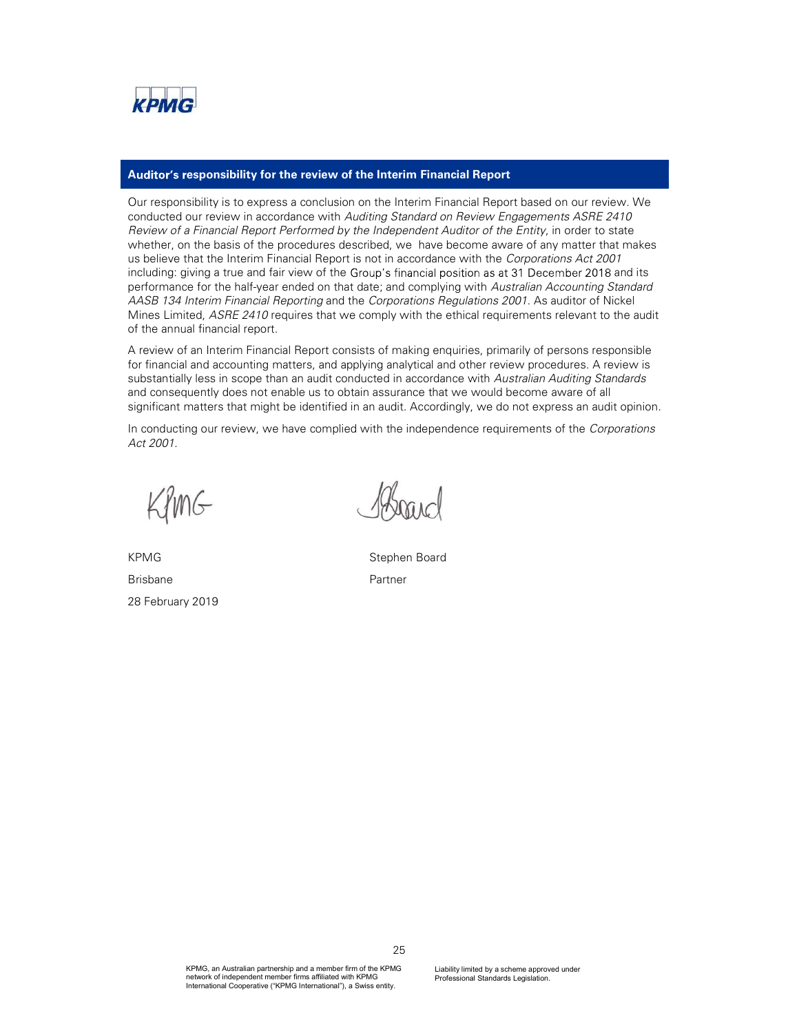## Auditor's responsibility for the review of the Interim Financial Report

Our responsibility is to express a conclusion on the Interim Financial Report based on our review. We conducted our review in accordance with *Auditing Standard on Review Engagements ASRE 2410 Review of a Financial Report Performed by the Independent Auditor of the Entity*, in order to state whether, on the basis of the procedures described, we have become aware of any matter that makes us believe that the Interim Financial Report is not in accordance with the *Corporations Act 2001* including: giving a true and fair view of the Group's financial position as at 31 December 2018 and its performance for the half-year ended on that date; and complying with *Australian Accounting Standard AASB 134 Interim Financial Reporting* and the *Corporations Regulations 2001*. As auditor of Nickel Mines Limited, *ASRE 2410* requires that we comply with the ethical requirements relevant to the audit of the annual financial report.

A review of an Interim Financial Report consists of making enquiries, primarily of persons responsible for financial and accounting matters, and applying analytical and other review procedures. A review is substantially less in scope than an audit conducted in accordance with *Australian Auditing Standards* and consequently does not enable us to obtain assurance that we would become aware of all significant matters that might be identified in an audit. Accordingly, we do not express an audit opinion.

In conducting our review, we have complied with the independence requirements of the *Corporations Act 2001.*

KPMG

Brisbane

28 February 2019

Stephen Board

Partner

KPMG, an Australian partnership and a member firm of the KPMG network of independent member firms affiliated with KPMG International Cooperative ("KPMG International"), a Swiss entity.

Liability limited by a scheme approved under Professional Standards Legislation.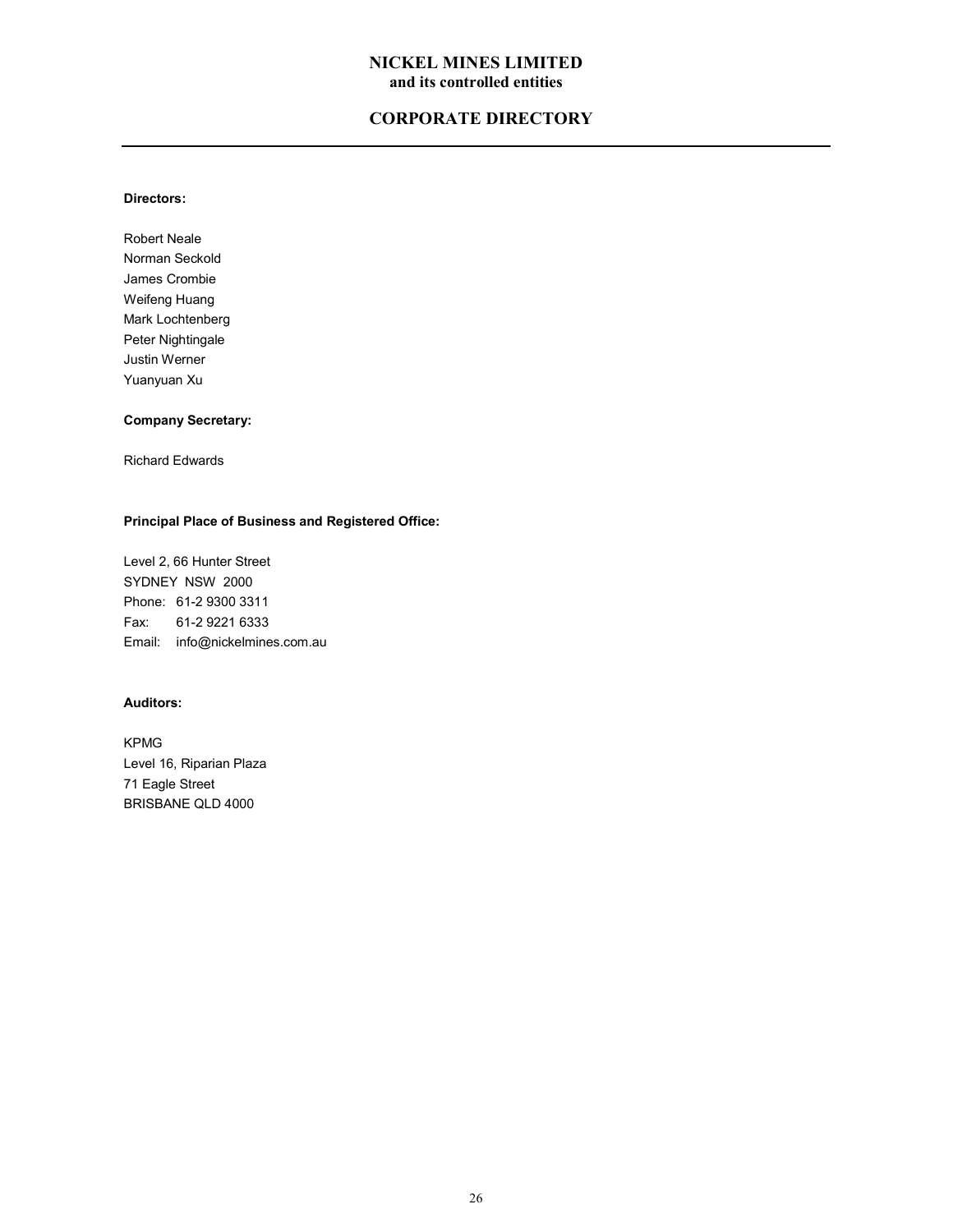# NICKEL MINES LIMITED
**and its controlled entities**

## CORPORATE DIRECTORY

---

**Directors:**

Robert Neale
Norman Seckold
James Crombie
Weifeng Huang
Mark Lochtenberg
Peter Nightingale
Justin Werner
Yuanyuan Xu

**Company Secretary:**

Richard Edwards

**Principal Place of Business and Registered Office:**

Level 2, 66 Hunter Street
SYDNEY NSW 2000
Phone: 61-2 9300 3311
Fax: 61-2 9221 6333
Email: info@nickelmines.com.au

**Auditors:**

KPMG
Level 16, Riparian Plaza
71 Eagle Street
BRISBANE QLD 4000